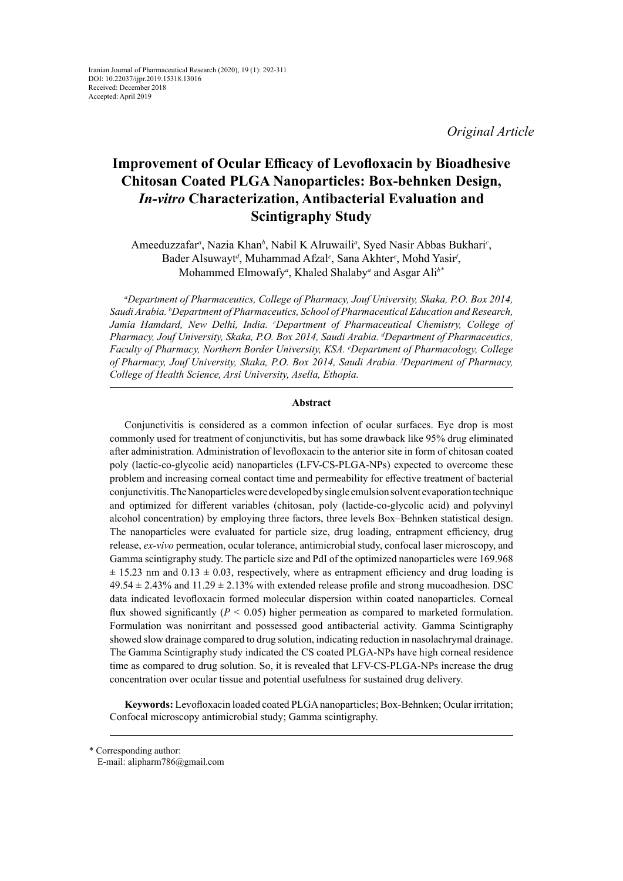Iranian Journal of Pharmaceutical Research (2020), 19 (1): 292-311
DOI: 10.22037/ijpr.2019.15318.13016
Received: December 2018
Accepted: April 2019

*Original Article*

# Improvement of Ocular Efficacy of Levofloxacin by Bioadhesive Chitosan Coated PLGA Nanoparticles: Box-behnken Design, *In-vitro* Characterization, Antibacterial Evaluation and Scintigraphy Study

Ameeduzzafar[a], Nazia Khan[b], Nabil K Alruwaili[a], Syed Nasir Abbas Bukhari[c], Bader Alsuwayt[d], Muhammad Afzal[e], Sana Akhter[e], Mohd Yasir[f], Mohammed Elmowafy[a], Khaled Shalaby[a] and Asgar Ali[b*]

*[a]Department of Pharmaceutics, College of Pharmacy, Jouf University, Skaka, P.O. Box 2014, Saudi Arabia. [b]Department of Pharmaceutics, School of Pharmaceutical Education and Research, Jamia Hamdard, New Delhi, India. [c]Department of Pharmaceutical Chemistry, College of Pharmacy, Jouf University, Skaka, P.O. Box 2014, Saudi Arabia. [d]Department of Pharmaceutics, Faculty of Pharmacy, Northern Border University, KSA. [e]Department of Pharmacology, College of Pharmacy, Jouf University, Skaka, P.O. Box 2014, Saudi Arabia. [f]Department of Pharmacy, College of Health Science, Arsi University, Asella, Ethopia.*

## Abstract

Conjunctivitis is considered as a common infection of ocular surfaces. Eye drop is most commonly used for treatment of conjunctivitis, but has some drawback like 95% drug eliminated after administration. Administration of levofloxacin to the anterior site in form of chitosan coated poly (lactic-co-glycolic acid) nanoparticles (LFV-CS-PLGA-NPs) expected to overcome these problem and increasing corneal contact time and permeability for effective treatment of bacterial conjunctivitis. The Nanoparticles were developed by single emulsion solvent evaporation technique and optimized for different variables (chitosan, poly (lactide-co-glycolic acid) and polyvinyl alcohol concentration) by employing three factors, three levels Box–Behnken statistical design. The nanoparticles were evaluated for particle size, drug loading, entrapment efficiency, drug release, *ex-vivo* permeation, ocular tolerance, antimicrobial study, confocal laser microscopy, and Gamma scintigraphy study. The particle size and PdI of the optimized nanoparticles were 169.968 $\pm$ 15.23 nm and 0.13 $\pm$ 0.03, respectively, where as entrapment efficiency and drug loading is 49.54 $\pm$ 2.43% and 11.29 $\pm$ 2.13% with extended release profile and strong mucoadhesion. DSC data indicated levofloxacin formed molecular dispersion within coated nanoparticles. Corneal flux showed significantly ($P < 0.05$) higher permeation as compared to marketed formulation. Formulation was nonirritant and possessed good antibacterial activity. Gamma Scintigraphy showed slow drainage compared to drug solution, indicating reduction in nasolachrymal drainage. The Gamma Scintigraphy study indicated the CS coated PLGA-NPs have high corneal residence time as compared to drug solution. So, it is revealed that LFV-CS-PLGA-NPs increase the drug concentration over ocular tissue and potential usefulness for sustained drug delivery.

**Keywords:** Levofloxacin loaded coated PLGA nanoparticles; Box-Behnken; Ocular irritation; Confocal microscopy antimicrobial study; Gamma scintigraphy.

* Corresponding author:
E-mail: alipharm786@gmail.com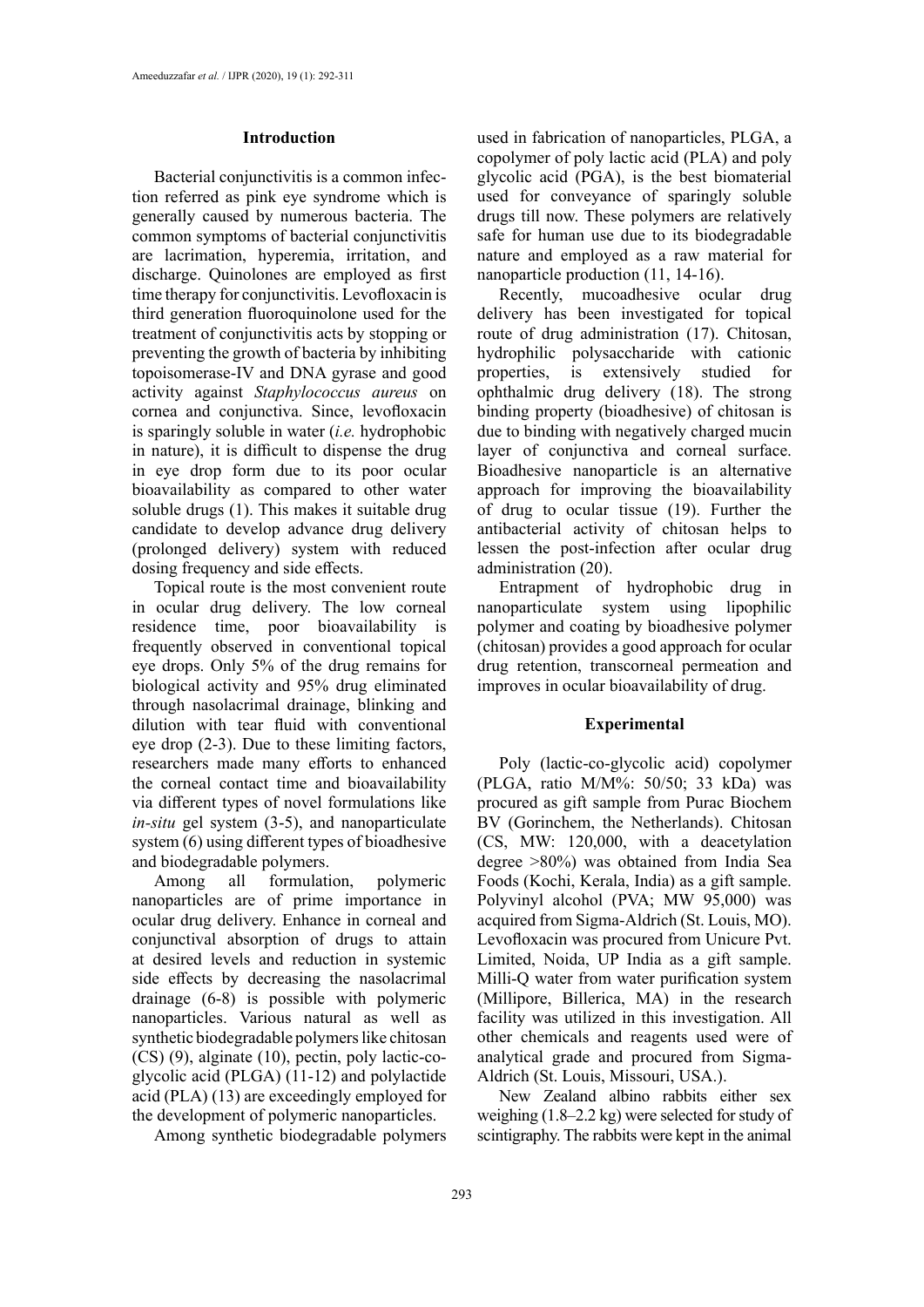## Introduction

Bacterial conjunctivitis is a common infection referred as pink eye syndrome which is generally caused by numerous bacteria. The common symptoms of bacterial conjunctivitis are lacrimation, hyperemia, irritation, and discharge. Quinolones are employed as first time therapy for conjunctivitis. Levofloxacin is third generation fluoroquinolone used for the treatment of conjunctivitis acts by stopping or preventing the growth of bacteria by inhibiting topoisomerase-IV and DNA gyrase and good activity against *Staphylococcus aureus* on cornea and conjunctiva. Since, levofloxacin is sparingly soluble in water (*i.e.* hydrophobic in nature), it is difficult to dispense the drug in eye drop form due to its poor ocular bioavailability as compared to other water soluble drugs (1). This makes it suitable drug candidate to develop advance drug delivery (prolonged delivery) system with reduced dosing frequency and side effects.

Topical route is the most convenient route in ocular drug delivery. The low corneal residence time, poor bioavailability is frequently observed in conventional topical eye drops. Only 5% of the drug remains for biological activity and 95% drug eliminated through nasolacrimal drainage, blinking and dilution with tear fluid with conventional eye drop (2-3). Due to these limiting factors, researchers made many efforts to enhanced the corneal contact time and bioavailability via different types of novel formulations like *in-situ* gel system (3-5), and nanoparticulate system (6) using different types of bioadhesive and biodegradable polymers.

Among all formulation, polymeric nanoparticles are of prime importance in ocular drug delivery. Enhance in corneal and conjunctival absorption of drugs to attain at desired levels and reduction in systemic side effects by decreasing the nasolacrimal drainage (6-8) is possible with polymeric nanoparticles. Various natural as well as synthetic biodegradable polymers like chitosan (CS) (9), alginate (10), pectin, poly lactic-co-glycolic acid (PLGA) (11-12) and polylactide acid (PLA) (13) are exceedingly employed for the development of polymeric nanoparticles.

Among synthetic biodegradable polymers used in fabrication of nanoparticles, PLGA, a copolymer of poly lactic acid (PLA) and poly glycolic acid (PGA), is the best biomaterial used for conveyance of sparingly soluble drugs till now. These polymers are relatively safe for human use due to its biodegradable nature and employed as a raw material for nanoparticle production (11, 14-16).

Recently, mucoadhesive ocular drug delivery has been investigated for topical route of drug administration (17). Chitosan, hydrophilic polysaccharide with cationic properties, is extensively studied for ophthalmic drug delivery (18). The strong binding property (bioadhesive) of chitosan is due to binding with negatively charged mucin layer of conjunctiva and corneal surface. Bioadhesive nanoparticle is an alternative approach for improving the bioavailability of drug to ocular tissue (19). Further the antibacterial activity of chitosan helps to lessen the post-infection after ocular drug administration (20).

Entrapment of hydrophobic drug in nanoparticulate system using lipophilic polymer and coating by bioadhesive polymer (chitosan) provides a good approach for ocular drug retention, transcorneal permeation and improves in ocular bioavailability of drug.

## Experimental

Poly (lactic-co-glycolic acid) copolymer (PLGA, ratio M/M%: 50/50; 33 kDa) was procured as gift sample from Purac Biochem BV (Gorinchem, the Netherlands). Chitosan (CS, MW: 120,000, with a deacetylation degree >80%) was obtained from India Sea Foods (Kochi, Kerala, India) as a gift sample. Polyvinyl alcohol (PVA; MW 95,000) was acquired from Sigma-Aldrich (St. Louis, MO). Levofloxacin was procured from Unicure Pvt. Limited, Noida, UP India as a gift sample. Milli-Q water from water purification system (Millipore, Billerica, MA) in the research facility was utilized in this investigation. All other chemicals and reagents used were of analytical grade and procured from Sigma-Aldrich (St. Louis, Missouri, USA.).

New Zealand albino rabbits either sex weighing (1.8–2.2 kg) were selected for study of scintigraphy. The rabbits were kept in the animal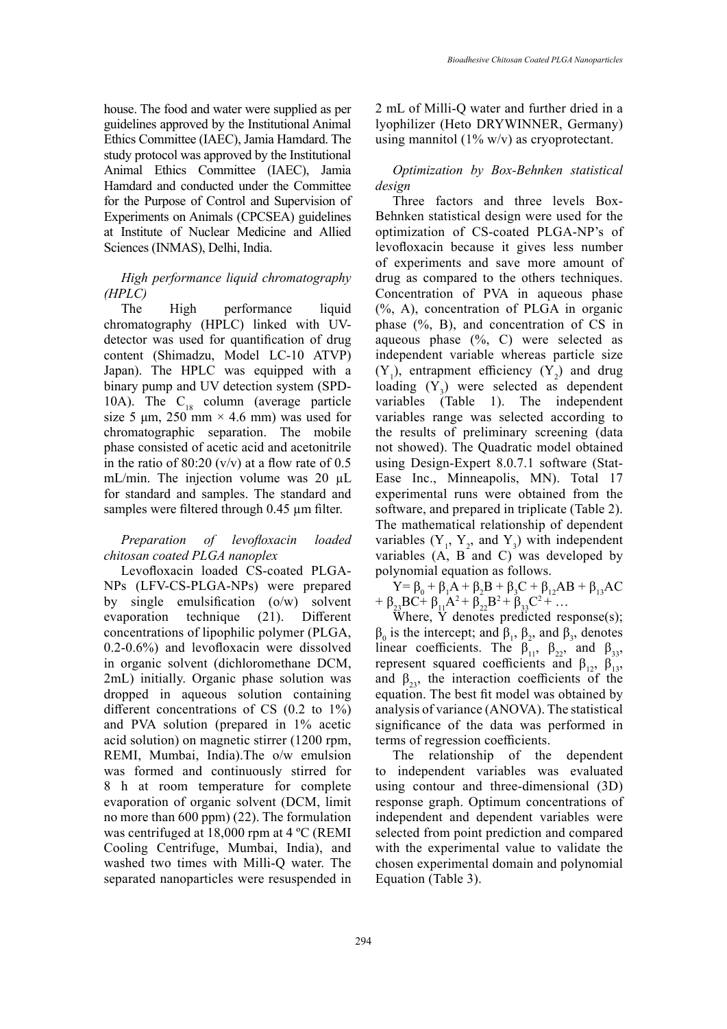house. The food and water were supplied as per guidelines approved by the Institutional Animal Ethics Committee (IAEC), Jamia Hamdard. The study protocol was approved by the Institutional Animal Ethics Committee (IAEC), Jamia Hamdard and conducted under the Committee for the Purpose of Control and Supervision of Experiments on Animals (CPCSEA) guidelines at Institute of Nuclear Medicine and Allied Sciences (INMAS), Delhi, India.

*High performance liquid chromatography (HPLC)*

The High performance liquid chromatography (HPLC) linked with UV-detector was used for quantification of drug content (Shimadzu, Model LC-10 ATVP) Japan). The HPLC was equipped with a binary pump and UV detection system (SPD-10A). The $C_{18}$ column (average particle size 5 µm, 250 mm × 4.6 mm) was used for chromatographic separation. The mobile phase consisted of acetic acid and acetonitrile in the ratio of 80:20 (v/v) at a flow rate of 0.5 mL/min. The injection volume was 20 µL for standard and samples. The standard and samples were filtered through 0.45 µm filter.

*Preparation of levofloxacin loaded chitosan coated PLGA nanoplex*

Levofloxacin loaded CS-coated PLGA-NPs (LFV-CS-PLGA-NPs) were prepared by single emulsification (o/w) solvent evaporation technique (21). Different concentrations of lipophilic polymer (PLGA, 0.2-0.6%) and levofloxacin were dissolved in organic solvent (dichloromethane DCM, 2mL) initially. Organic phase solution was dropped in aqueous solution containing different concentrations of CS (0.2 to 1%) and PVA solution (prepared in 1% acetic acid solution) on magnetic stirrer (1200 rpm, REMI, Mumbai, India).The o/w emulsion was formed and continuously stirred for 8 h at room temperature for complete evaporation of organic solvent (DCM, limit no more than 600 ppm) (22). The formulation was centrifuged at 18,000 rpm at 4 ºC (REMI Cooling Centrifuge, Mumbai, India), and washed two times with Milli-Q water. The separated nanoparticles were resuspended in 2 mL of Milli-Q water and further dried in a lyophilizer (Heto DRYWINNER, Germany) using mannitol (1% w/v) as cryoprotectant.

*Optimization by Box-Behnken statistical design*

Three factors and three levels Box-Behnken statistical design were used for the optimization of CS-coated PLGA-NP's of levofloxacin because it gives less number of experiments and save more amount of drug as compared to the others techniques. Concentration of PVA in aqueous phase (%, A), concentration of PLGA in organic phase (%, B), and concentration of CS in aqueous phase (%, C) were selected as independent variable whereas particle size ($Y_1$), entrapment efficiency ($Y_2$) and drug loading ($Y_3$) were selected as dependent variables (Table 1). The independent variables range was selected according to the results of preliminary screening (data not showed). The Quadratic model obtained using Design-Expert 8.0.7.1 software (Stat-Ease Inc., Minneapolis, MN). Total 17 experimental runs were obtained from the software, and prepared in triplicate (Table 2). The mathematical relationship of dependent variables ($Y_1$, $Y_2$, and $Y_3$) with independent variables (A, B and C) was developed by polynomial equation as follows.

$$Y= \beta_0 + \beta_1 A + \beta_2 B + \beta_3 C + \beta_{12} AB + \beta_{13} AC + \beta_{23} BC+ \beta_{11} A^2 + \beta_{22} B^2 + \beta_{33} C^2 + \ldots$$

Where, Y denotes predicted response(s); $\beta_0$ is the intercept; and $\beta_1$, $\beta_2$, and $\beta_3$, denotes linear coefficients. The $\beta_{11}$, $\beta_{22}$, and $\beta_{33}$, represent squared coefficients and $\beta_{12}$, $\beta_{13}$, and $\beta_{23}$, the interaction coefficients of the equation. The best fit model was obtained by analysis of variance (ANOVA). The statistical significance of the data was performed in terms of regression coefficients.

The relationship of the dependent to independent variables was evaluated using contour and three-dimensional (3D) response graph. Optimum concentrations of independent and dependent variables were selected from point prediction and compared with the experimental value to validate the chosen experimental domain and polynomial Equation (Table 3).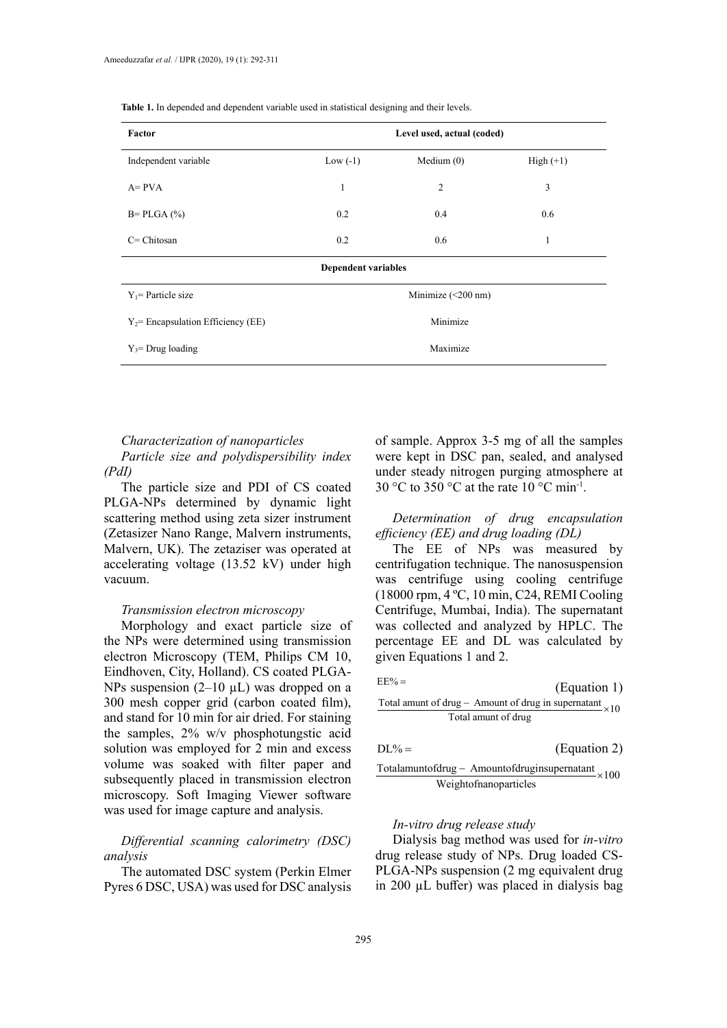**Table 1.** In depended and dependent variable used in statistical designing and their levels.

| Factor | Level used, actual (coded) | | |
|---|---|---|---|
| Independent variable | Low (-1) | Medium (0) | High (+1) |
| A= PVA | 1 | 2 | 3 |
| B= PLGA (%) | 0.2 | 0.4 | 0.6 |
| C= Chitosan | 0.2 | 0.6 | 1 |
| **Dependent variables** | | | |
| $Y_1$= Particle size | Minimize (<200 nm) | | |
| $Y_2$= Encapsulation Efficiency (EE) | Minimize | | |
| $Y_3$= Drug loading | Maximize | | |

*Characterization of nanoparticles*

*Particle size and polydispersibility index (PdI)*

The particle size and PDI of CS coated PLGA-NPs determined by dynamic light scattering method using zeta sizer instrument (Zetasizer Nano Range, Malvern instruments, Malvern, UK). The zetaziser was operated at accelerating voltage (13.52 kV) under high vacuum.

*Transmission electron microscopy*

Morphology and exact particle size of the NPs were determined using transmission electron Microscopy (TEM, Philips CM 10, Eindhoven, City, Holland). CS coated PLGA-NPs suspension (2–10 µL) was dropped on a 300 mesh copper grid (carbon coated film), and stand for 10 min for air dried. For staining the samples, 2% w/v phosphotungstic acid solution was employed for 2 min and excess volume was soaked with filter paper and subsequently placed in transmission electron microscopy. Soft Imaging Viewer software was used for image capture and analysis.

*Differential scanning calorimetry (DSC) analysis*

The automated DSC system (Perkin Elmer Pyres 6 DSC, USA) was used for DSC analysis of sample. Approx 3-5 mg of all the samples were kept in DSC pan, sealed, and analysed under steady nitrogen purging atmosphere at 30 °C to 350 °C at the rate 10 °C min$^{-1}$.

*Determination of drug encapsulation efficiency (EE) and drug loading (DL)*

The EE of NPs was measured by centrifugation technique. The nanosuspension was centrifuge using cooling centrifuge (18000 rpm, 4 ºC, 10 min, C24, REMI Cooling Centrifuge, Mumbai, India). The supernatant was collected and analyzed by HPLC. The percentage EE and DL was calculated by given Equations 1 and 2.

$$EE\% = \frac{\text{Total amunt of drug} - \text{Amount of drug in supernatant}}{\text{Total amunt of drug}} \times 10 \quad \text{(Equation 1)}$$

$$DL\% = \frac{\text{Totalamuntofdrug} - \text{Amountofdruginsupernatant}}{\text{Weightofnanoparticles}} \times 100 \quad \text{(Equation 2)}$$

*In-vitro drug release study*

Dialysis bag method was used for *in-vitro* drug release study of NPs. Drug loaded CS-PLGA-NPs suspension (2 mg equivalent drug in 200 µL buffer) was placed in dialysis bag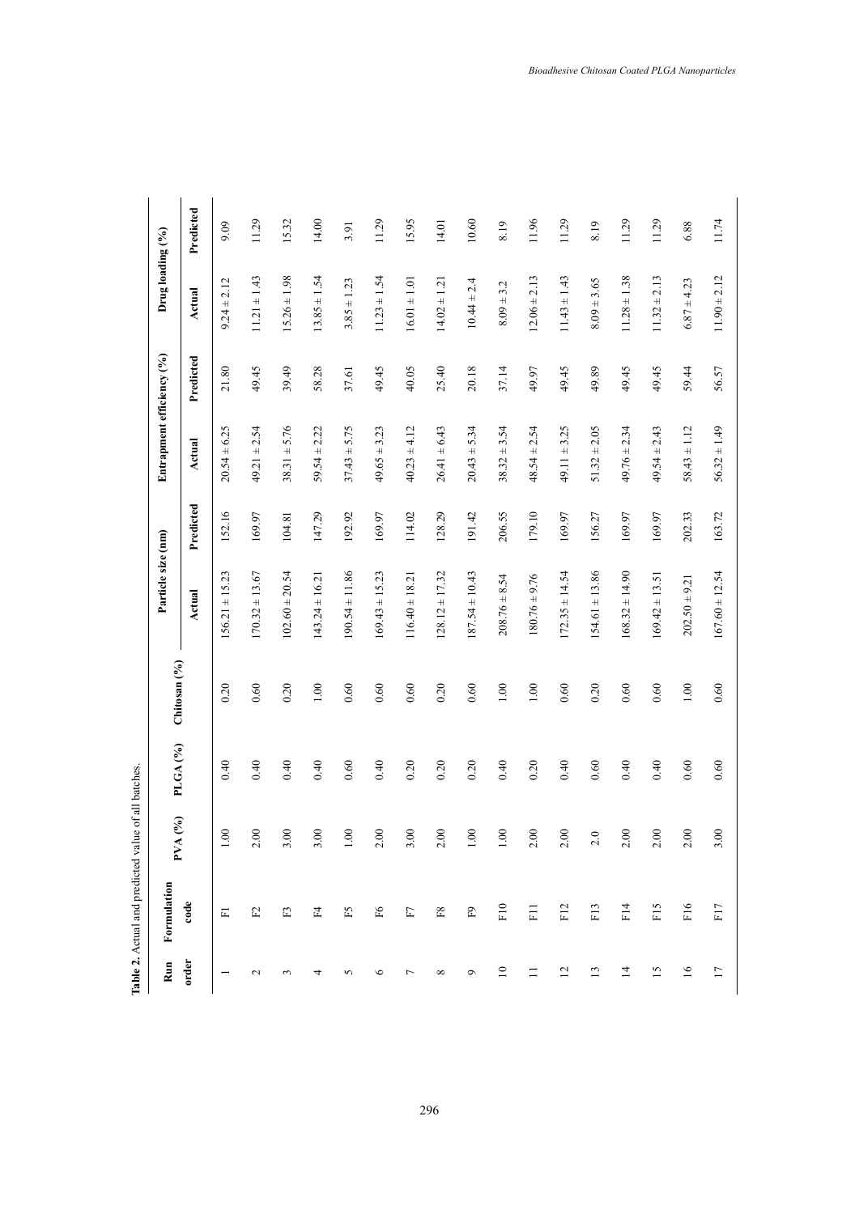**Table 2.** Actual and predicted value of all batches.

| Run order | Formulation code | PVA (%) | PLGA (%) | Chitosan (%) | Particle size (nm) | | Entrapment efficiency (%) | | Drug loading (%) | |
|---|---|---|---|---|---|---|---|---|---|---|
| | | | | | Actual | Predicted | Actual | Predicted | Actual | Predicted |
| 1 | F1 | 1.00 | 0.40 | 0.20 | 156.21 ± 15.23 | 152.16 | 20.54 ± 6.25 | 21.80 | 9.24 ± 2.12 | 9.09 |
| 2 | F2 | 2.00 | 0.40 | 0.60 | 170.32 ± 13.67 | 169.97 | 49.21 ± 2.54 | 49.45 | 11.21 ± 1.43 | 11.29 |
| 3 | F3 | 3.00 | 0.40 | 0.20 | 102.60 ± 20.54 | 104.81 | 38.31 ± 5.76 | 39.49 | 15.26 ± 1.98 | 15.32 |
| 4 | F4 | 3.00 | 0.40 | 1.00 | 143.24 ± 16.21 | 147.29 | 59.54 ± 2.22 | 58.28 | 13.85 ± 1.54 | 14.00 |
| 5 | F5 | 1.00 | 0.60 | 0.60 | 190.54 ± 11.86 | 192.92 | 37.43 ± 5.75 | 37.61 | 3.85 ± 1.23 | 3.91 |
| 6 | F6 | 2.00 | 0.40 | 0.60 | 169.43 ± 15.23 | 169.97 | 49.65 ± 3.23 | 49.45 | 11.23 ± 1.54 | 11.29 |
| 7 | F7 | 3.00 | 0.20 | 0.60 | 116.40 ± 18.21 | 114.02 | 40.23 ± 4.12 | 40.05 | 16.01 ± 1.01 | 15.95 |
| 8 | F8 | 2.00 | 0.20 | 0.20 | 128.12 ± 17.32 | 128.29 | 26.41 ± 6.43 | 25.40 | 14.02 ± 1.21 | 14.01 |
| 9 | F9 | 1.00 | 0.20 | 0.60 | 187.54 ± 10.43 | 191.42 | 20.43 ± 5.34 | 20.18 | 10.44 ± 2.4 | 10.60 |
| 10 | F10 | 1.00 | 0.40 | 1.00 | 208.76 ± 8.54 | 206.55 | 38.32 ± 3.54 | 37.14 | 8.09 ± 3.2 | 8.19 |
| 11 | F11 | 2.00 | 0.20 | 1.00 | 180.76 ± 9.76 | 179.10 | 48.54 ± 2.54 | 49.97 | 12.06 ± 2.13 | 11.96 |
| 12 | F12 | 2.00 | 0.40 | 0.60 | 172.35 ± 14.54 | 169.97 | 49.11 ± 3.25 | 49.45 | 11.43 ± 1.43 | 11.29 |
| 13 | F13 | 2.0 | 0.60 | 0.20 | 154.61 ± 13.86 | 156.27 | 51.32 ± 2.05 | 49.89 | 8.09 ± 3.65 | 8.19 |
| 14 | F14 | 2.00 | 0.40 | 0.60 | 168.32 ± 14.90 | 169.97 | 49.76 ± 2.34 | 49.45 | 11.28 ± 1.38 | 11.29 |
| 15 | F15 | 2.00 | 0.40 | 0.60 | 169.42 ± 13.51 | 169.97 | 49.54 ± 2.43 | 49.45 | 11.32 ± 2.13 | 11.29 |
| 16 | F16 | 2.00 | 0.60 | 1.00 | 202.50 ± 9.21 | 202.33 | 58.43 ± 1.12 | 59.44 | 6.87 ± 4.23 | 6.88 |
| 17 | F17 | 3.00 | 0.60 | 0.60 | 167.60 ± 12.54 | 163.72 | 56.32 ± 1.49 | 56.57 | 11.90 ± 2.12 | 11.74 |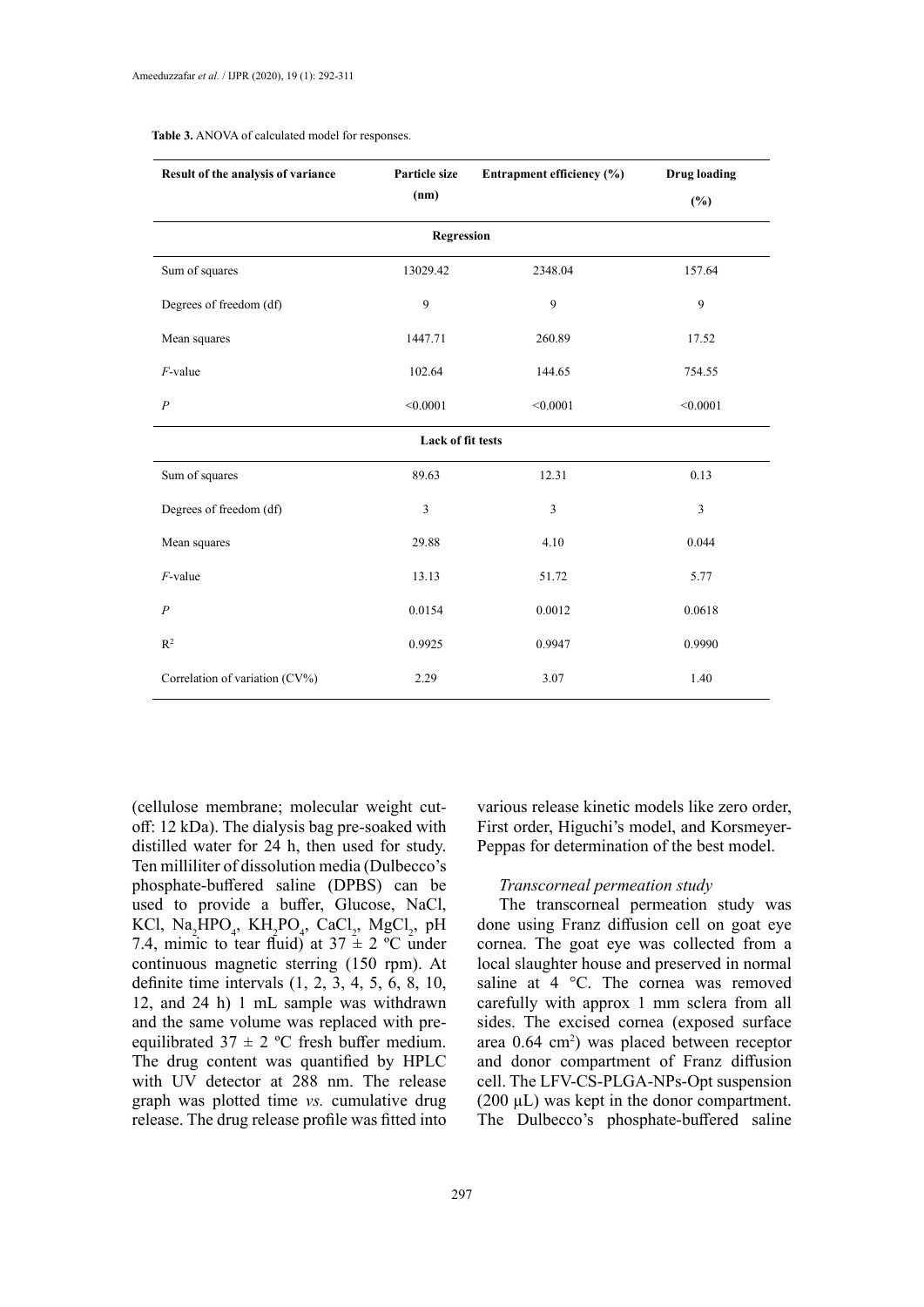**Table 3.** ANOVA of calculated model for responses.

| Result of the analysis of variance | Particle size (nm) | Entrapment efficiency (%) | Drug loading (%) |
|---|---|---|---|
| **Regression** | | | |
| Sum of squares | 13029.42 | 2348.04 | 157.64 |
| Degrees of freedom (df) | 9 | 9 | 9 |
| Mean squares | 1447.71 | 260.89 | 17.52 |
| *F*-value | 102.64 | 144.65 | 754.55 |
| *P* | <0.0001 | <0.0001 | <0.0001 |
| **Lack of fit tests** | | | |
| Sum of squares | 89.63 | 12.31 | 0.13 |
| Degrees of freedom (df) | 3 | 3 | 3 |
| Mean squares | 29.88 | 4.10 | 0.044 |
| *F*-value | 13.13 | 51.72 | 5.77 |
| *P* | 0.0154 | 0.0012 | 0.0618 |
| $R^2$ | 0.9925 | 0.9947 | 0.9990 |
| Correlation of variation (CV%) | 2.29 | 3.07 | 1.40 |

(cellulose membrane; molecular weight cut-off: 12 kDa). The dialysis bag pre-soaked with distilled water for 24 h, then used for study. Ten milliliter of dissolution media (Dulbecco's phosphate-buffered saline (DPBS) can be used to provide a buffer, Glucose, NaCl, KCl, $Na_2HPO_4$, $KH_2PO_4$, $CaCl_2$, $MgCl_2$, pH 7.4, mimic to tear fluid) at 37 ± 2 ºC under continuous magnetic sterring (150 rpm). At definite time intervals (1, 2, 3, 4, 5, 6, 8, 10, 12, and 24 h) 1 mL sample was withdrawn and the same volume was replaced with pre-equilibrated 37 ± 2 ºC fresh buffer medium. The drug content was quantified by HPLC with UV detector at 288 nm. The release graph was plotted time *vs.* cumulative drug release. The drug release profile was fitted into various release kinetic models like zero order, First order, Higuchi's model, and Korsmeyer-Peppas for determination of the best model.

### *Transcorneal permeation study*

The transcorneal permeation study was done using Franz diffusion cell on goat eye cornea. The goat eye was collected from a local slaughter house and preserved in normal saline at 4 °C. The cornea was removed carefully with approx 1 mm sclera from all sides. The excised cornea (exposed surface area 0.64 $cm^2$) was placed between receptor and donor compartment of Franz diffusion cell. The LFV-CS-PLGA-NPs-Opt suspension (200 µL) was kept in the donor compartment. The Dulbecco's phosphate-buffered saline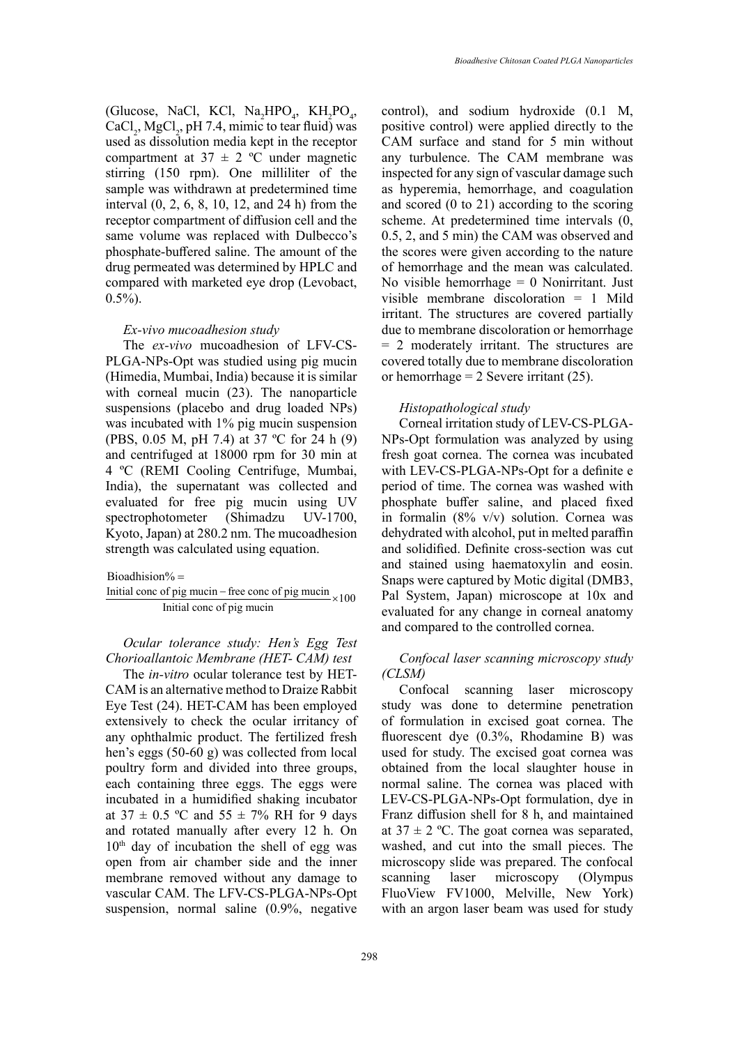(Glucose, NaCl, KCl, $Na_2HPO_4$, $KH_2PO_4$, $CaCl_2$, $MgCl_2$, pH 7.4, mimic to tear fluid) was used as dissolution media kept in the receptor compartment at 37 ± 2 ºC under magnetic stirring (150 rpm). One milliliter of the sample was withdrawn at predetermined time interval (0, 2, 6, 8, 10, 12, and 24 h) from the receptor compartment of diffusion cell and the same volume was replaced with Dulbecco's phosphate-buffered saline. The amount of the drug permeated was determined by HPLC and compared with marketed eye drop (Levobact, 0.5%).

### *Ex-vivo mucoadhesion study*

The *ex-vivo* mucoadhesion of LFV-CS-PLGA-NPs-Opt was studied using pig mucin (Himedia, Mumbai, India) because it is similar with corneal mucin (23). The nanoparticle suspensions (placebo and drug loaded NPs) was incubated with 1% pig mucin suspension (PBS, 0.05 M, pH 7.4) at 37 ºC for 24 h (9) and centrifuged at 18000 rpm for 30 min at 4 ºC (REMI Cooling Centrifuge, Mumbai, India), the supernatant was collected and evaluated for free pig mucin using UV spectrophotometer (Shimadzu UV-1700, Kyoto, Japan) at 280.2 nm. The mucoadhesion strength was calculated using equation.

$$\text{Bioadhision\%} = \frac{\text{Initial conc of pig mucin} - \text{free conc of pig mucin}}{\text{Initial conc of pig mucin}} \times 100$$

### *Ocular tolerance study: Hen's Egg Test Chorioallantoic Membrane (HET- CAM) test*

The *in-vitro* ocular tolerance test by HET-CAM is an alternative method to Draize Rabbit Eye Test (24). HET-CAM has been employed extensively to check the ocular irritancy of any ophthalmic product. The fertilized fresh hen's eggs (50-60 g) was collected from local poultry form and divided into three groups, each containing three eggs. The eggs were incubated in a humidified shaking incubator at 37 ± 0.5 ºC and 55 ± 7% RH for 9 days and rotated manually after every 12 h. On 10th day of incubation the shell of egg was open from air chamber side and the inner membrane removed without any damage to vascular CAM. The LFV-CS-PLGA-NPs-Opt suspension, normal saline (0.9%, negative control), and sodium hydroxide (0.1 M, positive control) were applied directly to the CAM surface and stand for 5 min without any turbulence. The CAM membrane was inspected for any sign of vascular damage such as hyperemia, hemorrhage, and coagulation and scored (0 to 21) according to the scoring scheme. At predetermined time intervals (0, 0.5, 2, and 5 min) the CAM was observed and the scores were given according to the nature of hemorrhage and the mean was calculated. No visible hemorrhage = 0 Nonirritant. Just visible membrane discoloration = 1 Mild irritant. The structures are covered partially due to membrane discoloration or hemorrhage = 2 moderately irritant. The structures are covered totally due to membrane discoloration or hemorrhage = 2 Severe irritant (25).

### *Histopathological study*

Corneal irritation study of LEV-CS-PLGA-NPs-Opt formulation was analyzed by using fresh goat cornea. The cornea was incubated with LEV-CS-PLGA-NPs-Opt for a definite e period of time. The cornea was washed with phosphate buffer saline, and placed fixed in formalin (8% v/v) solution. Cornea was dehydrated with alcohol, put in melted paraffin and solidified. Definite cross-section was cut and stained using haematoxylin and eosin. Snaps were captured by Motic digital (DMB3, Pal System, Japan) microscope at 10x and evaluated for any change in corneal anatomy and compared to the controlled cornea.

### *Confocal laser scanning microscopy study (CLSM)*

Confocal scanning laser microscopy study was done to determine penetration of formulation in excised goat cornea. The fluorescent dye (0.3%, Rhodamine B) was used for study. The excised goat cornea was obtained from the local slaughter house in normal saline. The cornea was placed with LEV-CS-PLGA-NPs-Opt formulation, dye in Franz diffusion shell for 8 h, and maintained at 37 ± 2 ºC. The goat cornea was separated, washed, and cut into the small pieces. The microscopy slide was prepared. The confocal scanning laser microscopy (Olympus FluoView FV1000, Melville, New York) with an argon laser beam was used for study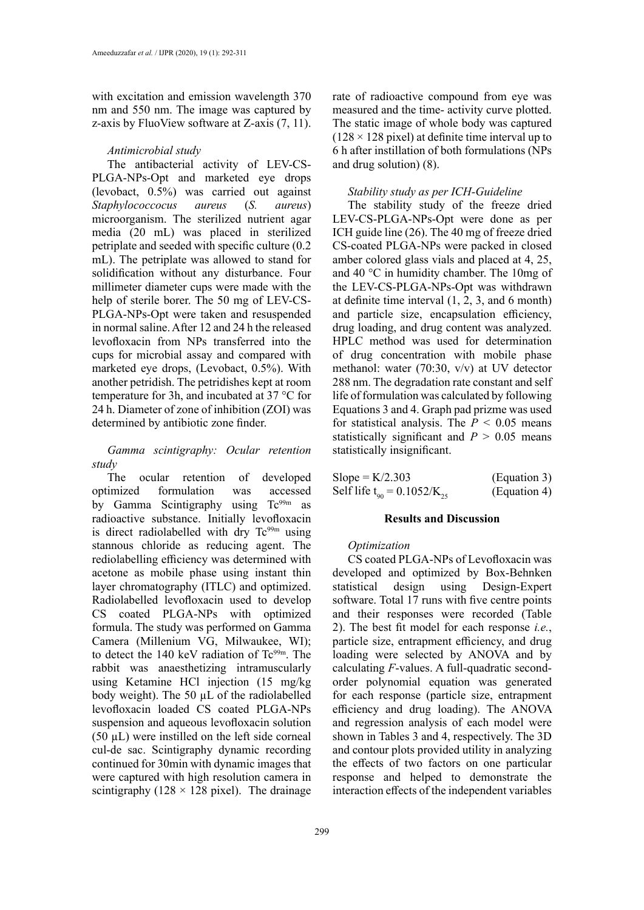with excitation and emission wavelength 370 nm and 550 nm. The image was captured by z-axis by FluoView software at Z-axis (7, 11).

### *Antimicrobial study*

The antibacterial activity of LEV-CS-PLGA-NPs-Opt and marketed eye drops (levobact, 0.5%) was carried out against *Staphylococcocus aureus* (*S. aureus*) microorganism. The sterilized nutrient agar media (20 mL) was placed in sterilized petriplate and seeded with specific culture (0.2 mL). The petriplate was allowed to stand for solidification without any disturbance. Four millimeter diameter cups were made with the help of sterile borer. The 50 mg of LEV-CS-PLGA-NPs-Opt were taken and resuspended in normal saline. After 12 and 24 h the released levofloxacin from NPs transferred into the cups for microbial assay and compared with marketed eye drops, (Levobact, 0.5%). With another petridish. The petridishes kept at room temperature for 3h, and incubated at 37 °C for 24 h. Diameter of zone of inhibition (ZOI) was determined by antibiotic zone finder.

### *Gamma scintigraphy: Ocular retention study*

The ocular retention of developed optimized formulation was accessed by Gamma Scintigraphy using $Tc^{99m}$ as radioactive substance. Initially levofloxacin is direct radiolabelled with dry $Tc^{99m}$ using stannous chloride as reducing agent. The rediolabelling efficiency was determined with acetone as mobile phase using instant thin layer chromatography (ITLC) and optimized. Radiolabelled levofloxacin used to develop CS coated PLGA-NPs with optimized formula. The study was performed on Gamma Camera (Millenium VG, Milwaukee, WI); to detect the 140 keV radiation of $Tc^{99m}$. The rabbit was anaesthetizing intramuscularly using Ketamine HCl injection (15 mg/kg body weight). The 50 µL of the radiolabelled levofloxacin loaded CS coated PLGA-NPs suspension and aqueous levofloxacin solution (50 µL) were instilled on the left side corneal cul-de sac. Scintigraphy dynamic recording continued for 30min with dynamic images that were captured with high resolution camera in scintigraphy (128 × 128 pixel). The drainage rate of radioactive compound from eye was measured and the time- activity curve plotted. The static image of whole body was captured (128 × 128 pixel) at definite time interval up to 6 h after instillation of both formulations (NPs and drug solution) (8).

### *Stability study as per ICH-Guideline*

The stability study of the freeze dried LEV-CS-PLGA-NPs-Opt were done as per ICH guide line (26). The 40 mg of freeze dried CS-coated PLGA-NPs were packed in closed amber colored glass vials and placed at 4, 25, and 40 °C in humidity chamber. The 10mg of the LEV-CS-PLGA-NPs-Opt was withdrawn at definite time interval (1, 2, 3, and 6 month) and particle size, encapsulation efficiency, drug loading, and drug content was analyzed. HPLC method was used for determination of drug concentration with mobile phase methanol: water (70:30, v/v) at UV detector 288 nm. The degradation rate constant and self life of formulation was calculated by following Equations 3 and 4. Graph pad prizme was used for statistical analysis. The $P < 0.05$ means statistically significant and $P > 0.05$ means statistically insignificant.

$$\text{Slope} = K/2.303 \qquad \text{(Equation 3)}$$

$$\text{Self life } t_{90} = 0.1052/K_{25} \qquad \text{(Equation 4)}$$

## Results and Discussion

### *Optimization*

CS coated PLGA-NPs of Levofloxacin was developed and optimized by Box-Behnken statistical design using Design-Expert software. Total 17 runs with five centre points and their responses were recorded (Table 2). The best fit model for each response *i.e.*, particle size, entrapment efficiency, and drug loading were selected by ANOVA and by calculating *F*-values. A full-quadratic second-order polynomial equation was generated for each response (particle size, entrapment efficiency and drug loading). The ANOVA and regression analysis of each model were shown in Tables 3 and 4, respectively. The 3D and contour plots provided utility in analyzing the effects of two factors on one particular response and helped to demonstrate the interaction effects of the independent variables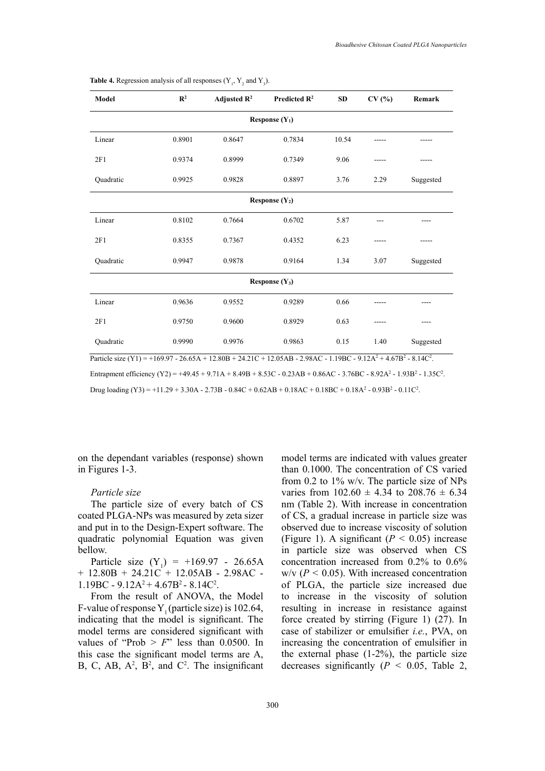**Table 4.** Regression analysis of all responses ($Y_1$, $Y_2$ and $Y_3$).

| Model | $R^2$ | Adjusted $R^2$ | Predicted $R^2$ | SD | CV (%) | Remark |
|---|---|---|---|---|---|---|
| **Response ($Y_1$)** | | | | | | |
| Linear | 0.8901 | 0.8647 | 0.7834 | 10.54 | ----- | ----- |
| 2F1 | 0.9374 | 0.8999 | 0.7349 | 9.06 | ----- | ----- |
| Quadratic | 0.9925 | 0.9828 | 0.8897 | 3.76 | 2.29 | Suggested |
| **Response ($Y_2$)** | | | | | | |
| Linear | 0.8102 | 0.7664 | 0.6702 | 5.87 | --- | ---- |
| 2F1 | 0.8355 | 0.7367 | 0.4352 | 6.23 | ----- | ----- |
| Quadratic | 0.9947 | 0.9878 | 0.9164 | 1.34 | 3.07 | Suggested |
| **Response ($Y_3$)** | | | | | | |
| Linear | 0.9636 | 0.9552 | 0.9289 | 0.66 | ----- | ---- |
| 2F1 | 0.9750 | 0.9600 | 0.8929 | 0.63 | ----- | ---- |
| Quadratic | 0.9990 | 0.9976 | 0.9863 | 0.15 | 1.40 | Suggested |

Particle size (Y1) = $+169.97 - 26.65A + 12.80B + 24.21C + 12.05AB - 2.98AC - 1.19BC - 9.12A^2 + 4.67B^2 - 8.14C^2$.

Entrapment efficiency (Y2) = $+49.45 + 9.71A + 8.49B + 8.53C - 0.23AB + 0.86AC - 3.76BC - 8.92A^2 - 1.93B^2 - 1.35C^2$.

Drug loading (Y3) = $+11.29 + 3.30A - 2.73B - 0.84C + 0.62AB + 0.18AC + 0.18BC + 0.18A^2 - 0.93B^2 - 0.11C^2$.

on the dependant variables (response) shown in Figures 1-3.

*Particle size*

The particle size of every batch of CS coated PLGA-NPs was measured by zeta sizer and put in to the Design-Expert software. The quadratic polynomial Equation was given bellow.

Particle size ($Y_1$) = $+169.97 - 26.65A + 12.80B + 24.21C + 12.05AB - 2.98AC - 1.19BC - 9.12A^2 + 4.67B^2 - 8.14C^2$.

From the result of ANOVA, the Model F-value of response $Y_1$ (particle size) is 102.64, indicating that the model is significant. The model terms are considered significant with values of "Prob > $F$" less than 0.0500. In this case the significant model terms are A, B, C, AB, $A^2$, $B^2$, and $C^2$. The insignificant model terms are indicated with values greater than 0.1000. The concentration of CS varied from 0.2 to 1% w/v. The particle size of NPs varies from 102.60 ± 4.34 to 208.76 ± 6.34 nm (Table 2). With increase in concentration of CS, a gradual increase in particle size was observed due to increase viscosity of solution (Figure 1). A significant ($P < 0.05$) increase in particle size was observed when CS concentration increased from 0.2% to 0.6% w/v ($P < 0.05$). With increased concentration of PLGA, the particle size increased due to increase in the viscosity of solution resulting in increase in resistance against force created by stirring (Figure 1) (27). In case of stabilizer or emulsifier *i.e.*, PVA, on increasing the concentration of emulsifier in the external phase (1-2%), the particle size decreases significantly ($P < 0.05$, Table 2,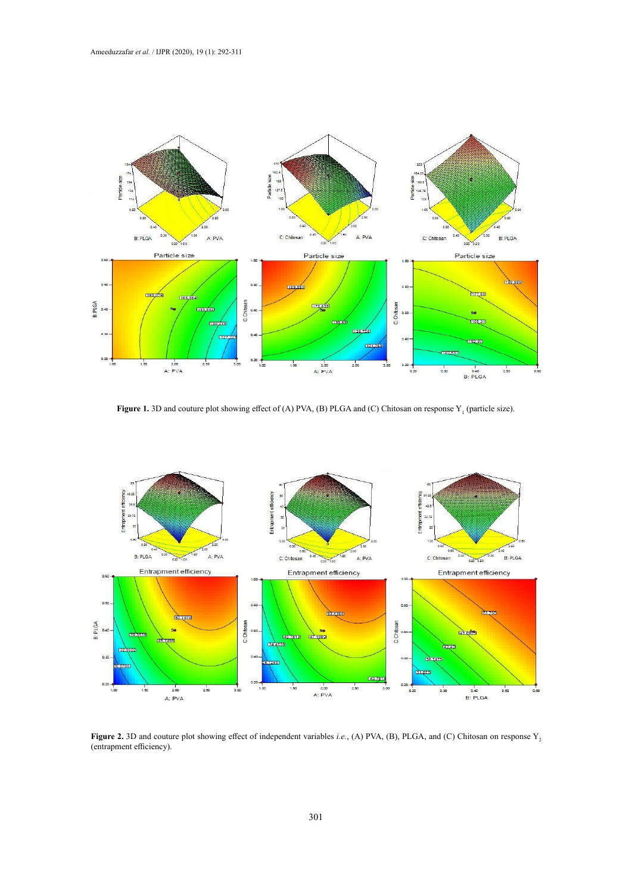**Figure 1.** 3D and couture plot showing effect of (A) PVA, (B) PLGA and (C) Chitosan on response $Y_1$ (particle size).

**Figure 2.** 3D and couture plot showing effect of independent variables *i.e.*, (A) PVA, (B), PLGA, and (C) Chitosan on response $Y_2$ (entrapment efficiency).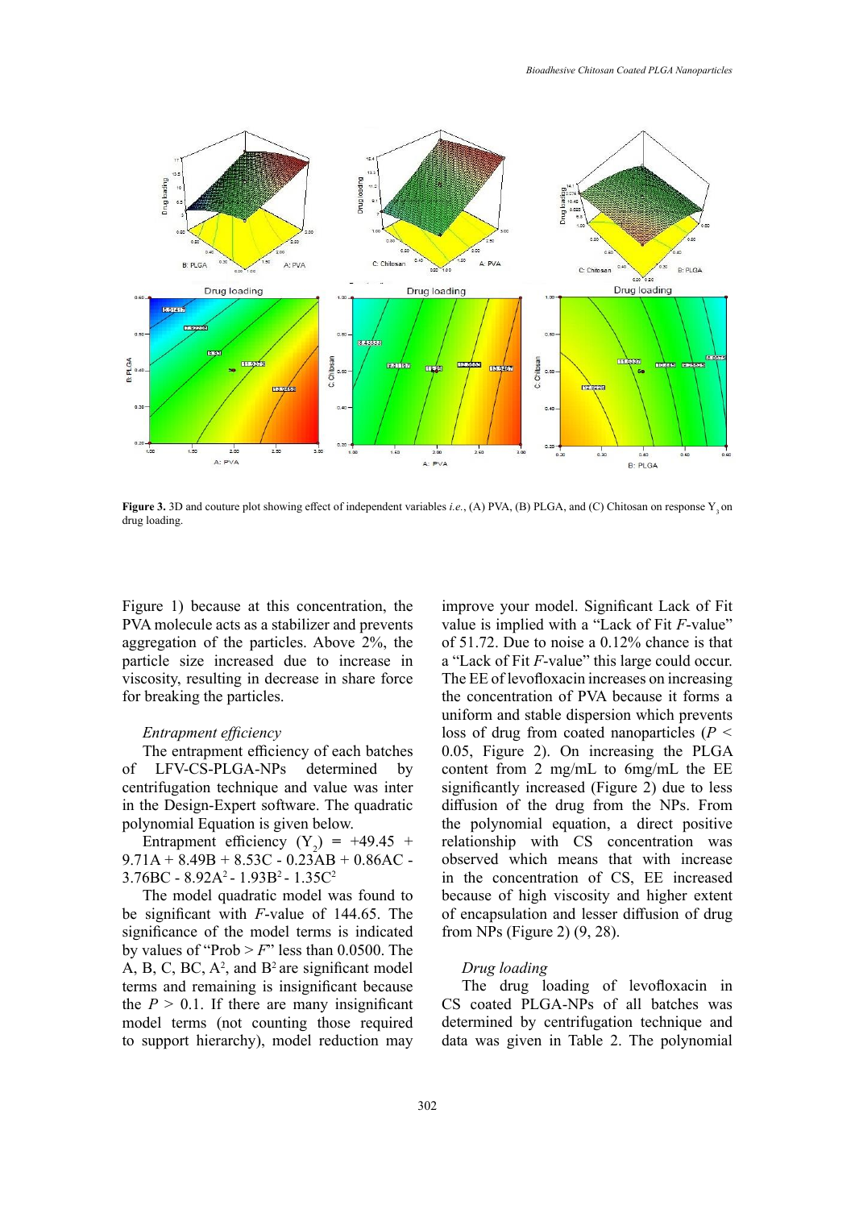**Figure 3.** 3D and couture plot showing effect of independent variables *i.e.*, (A) PVA, (B) PLGA, and (C) Chitosan on response $Y_3$ on drug loading.

Figure 1) because at this concentration, the PVA molecule acts as a stabilizer and prevents aggregation of the particles. Above 2%, the particle size increased due to increase in viscosity, resulting in decrease in share force for breaking the particles.

*Entrapment efficiency*

The entrapment efficiency of each batches of LFV-CS-PLGA-NPs determined by centrifugation technique and value was inter in the Design-Expert software. The quadratic polynomial Equation is given below.

Entrapment efficiency ($Y_2$) = +49.45 + 9.71A + 8.49B + 8.53C - 0.23AB + 0.86AC - 3.76BC - 8.92A$^2$ - 1.93B$^2$ - 1.35C$^2$

The model quadratic model was found to be significant with *F*-value of 144.65. The significance of the model terms is indicated by values of "Prob > *F*" less than 0.0500. The A, B, C, BC, A$^2$, and B$^2$ are significant model terms and remaining is insignificant because the $P > 0.1$. If there are many insignificant model terms (not counting those required to support hierarchy), model reduction may improve your model. Significant Lack of Fit value is implied with a "Lack of Fit *F*-value" of 51.72. Due to noise a 0.12% chance is that a "Lack of Fit *F*-value" this large could occur. The EE of levofloxacin increases on increasing the concentration of PVA because it forms a uniform and stable dispersion which prevents loss of drug from coated nanoparticles ($P < 0.05$, Figure 2). On increasing the PLGA content from 2 mg/mL to 6mg/mL the EE significantly increased (Figure 2) due to less diffusion of the drug from the NPs. From the polynomial equation, a direct positive relationship with CS concentration was observed which means that with increase in the concentration of CS, EE increased because of high viscosity and higher extent of encapsulation and lesser diffusion of drug from NPs (Figure 2) (9, 28).

*Drug loading*

The drug loading of levofloxacin in CS coated PLGA-NPs of all batches was determined by centrifugation technique and data was given in Table 2. The polynomial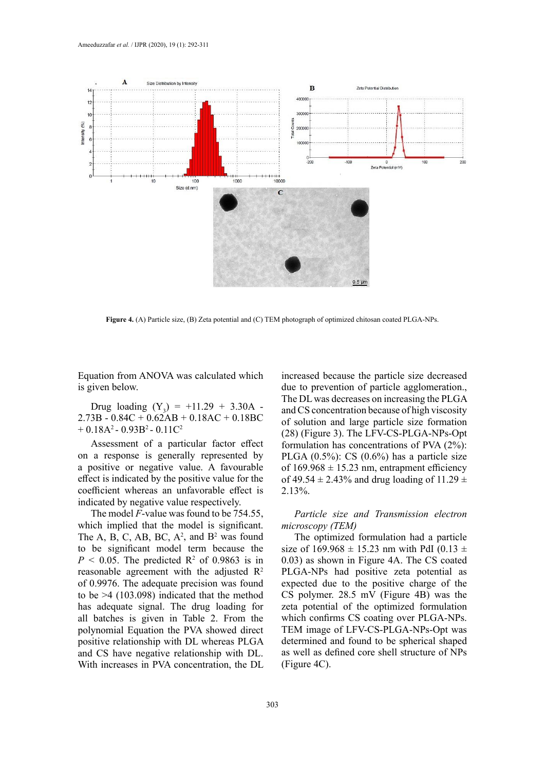**Figure 4.** (A) Particle size, (B) Zeta potential and (C) TEM photograph of optimized chitosan coated PLGA-NPs.

Equation from ANOVA was calculated which is given below.

Drug loading ($Y_3$) = +11.29 + 3.30A - 2.73B - 0.84C + 0.62AB + 0.18AC + 0.18BC + 0.18$A^2$ - 0.93$B^2$ - 0.11$C^2$

Assessment of a particular factor effect on a response is generally represented by a positive or negative value. A favourable effect is indicated by the positive value for the coefficient whereas an unfavorable effect is indicated by negative value respectively.

The model *F*-value was found to be 754.55, which implied that the model is significant. The A, B, C, AB, BC, $A^2$, and $B^2$ was found to be significant model term because the $P < 0.05$. The predicted $R^2$ of 0.9863 is in reasonable agreement with the adjusted $R^2$ of 0.9976. The adequate precision was found to be >4 (103.098) indicated that the method has adequate signal. The drug loading for all batches is given in Table 2. From the polynomial Equation the PVA showed direct positive relationship with DL whereas PLGA and CS have negative relationship with DL. With increases in PVA concentration, the DL increased because the particle size decreased due to prevention of particle agglomeration., The DL was decreases on increasing the PLGA and CS concentration because of high viscosity of solution and large particle size formation (28) (Figure 3). The LFV-CS-PLGA-NPs-Opt formulation has concentrations of PVA (2%): PLGA (0.5%): CS (0.6%) has a particle size of 169.968 ± 15.23 nm, entrapment efficiency of 49.54 ± 2.43% and drug loading of 11.29 ± 2.13%.

*Particle size and Transmission electron microscopy (TEM)*

The optimized formulation had a particle size of 169.968 ± 15.23 nm with PdI (0.13 ± 0.03) as shown in Figure 4A. The CS coated PLGA-NPs had positive zeta potential as expected due to the positive charge of the CS polymer. 28.5 mV (Figure 4B) was the zeta potential of the optimized formulation which confirms CS coating over PLGA-NPs. TEM image of LFV-CS-PLGA-NPs-Opt was determined and found to be spherical shaped as well as defined core shell structure of NPs (Figure 4C).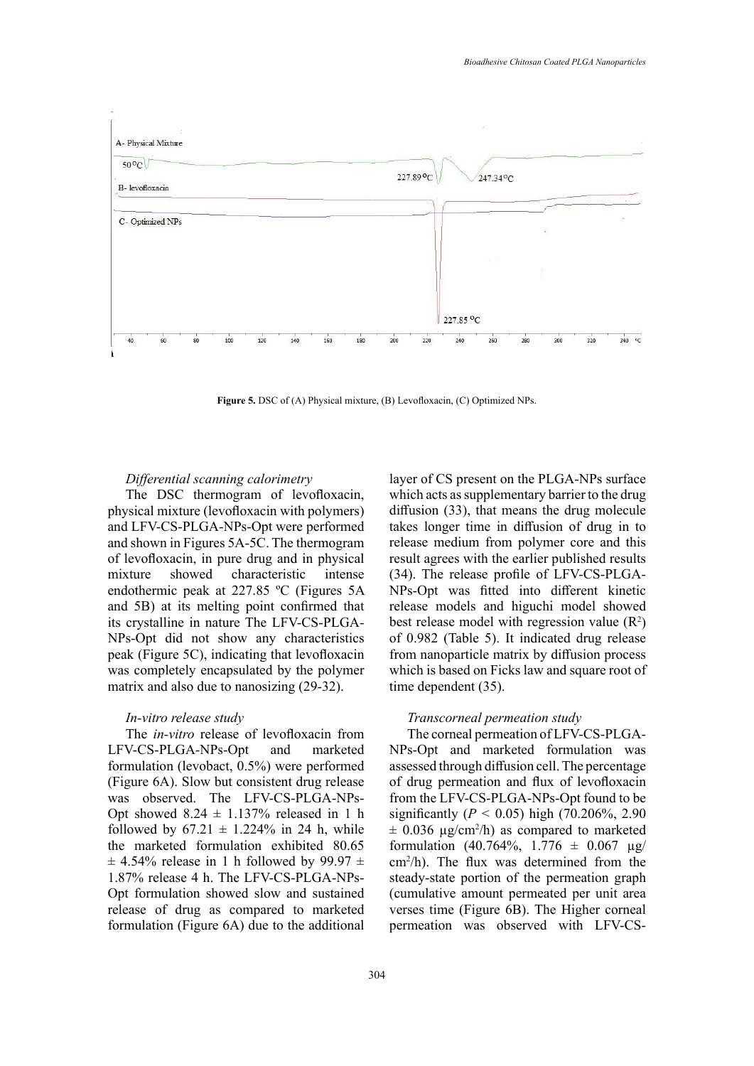Figure 5. DSC of (A) Physical mixture, (B) Levofloxacin, (C) Optimized NPs.

### *Differential scanning calorimetry*

The DSC thermogram of levofloxacin, physical mixture (levofloxacin with polymers) and LFV-CS-PLGA-NPs-Opt were performed and shown in Figures 5A-5C. The thermogram of levofloxacin, in pure drug and in physical mixture showed characteristic intense endothermic peak at 227.85 ºC (Figures 5A and 5B) at its melting point confirmed that its crystalline in nature The LFV-CS-PLGA-NPs-Opt did not show any characteristics peak (Figure 5C), indicating that levofloxacin was completely encapsulated by the polymer matrix and also due to nanosizing (29-32).

### *In-vitro release study*

The *in-vitro* release of levofloxacin from LFV-CS-PLGA-NPs-Opt and marketed formulation (levobact, 0.5%) were performed (Figure 6A). Slow but consistent drug release was observed. The LFV-CS-PLGA-NPs-Opt showed 8.24 ± 1.137% released in 1 h followed by 67.21 ± 1.224% in 24 h, while the marketed formulation exhibited 80.65 ± 4.54% release in 1 h followed by 99.97 ± 1.87% release 4 h. The LFV-CS-PLGA-NPs-Opt formulation showed slow and sustained release of drug as compared to marketed formulation (Figure 6A) due to the additional layer of CS present on the PLGA-NPs surface which acts as supplementary barrier to the drug diffusion (33), that means the drug molecule takes longer time in diffusion of drug in to release medium from polymer core and this result agrees with the earlier published results (34). The release profile of LFV-CS-PLGA-NPs-Opt was fitted into different kinetic release models and higuchi model showed best release model with regression value ($R^2$) of 0.982 (Table 5). It indicated drug release from nanoparticle matrix by diffusion process which is based on Ficks law and square root of time dependent (35).

### *Transcorneal permeation study*

The corneal permeation of LFV-CS-PLGA-NPs-Opt and marketed formulation was assessed through diffusion cell. The percentage of drug permeation and flux of levofloxacin from the LFV-CS-PLGA-NPs-Opt found to be significantly ($P < 0.05$) high (70.206%, 2.90 ± 0.036 µg/cm$^2$/h) as compared to marketed formulation (40.764%, 1.776 ± 0.067 µg/cm$^2$/h). The flux was determined from the steady-state portion of the permeation graph (cumulative amount permeated per unit area verses time (Figure 6B). The Higher corneal permeation was observed with LFV-CS-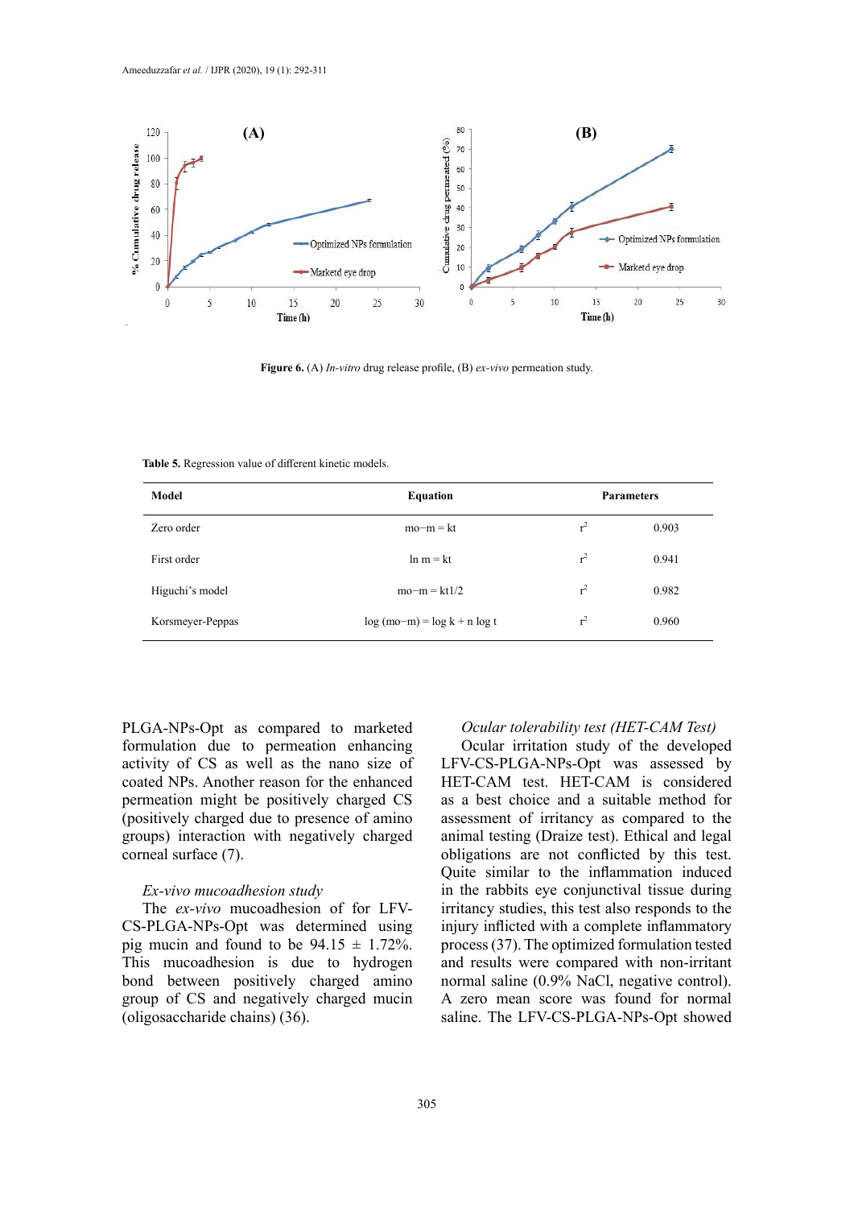Figure 6. (A) *In-vitro* drug release profile, (B) *ex-vivo* permeation study.

**Table 5.** Regression value of different kinetic models.

| Model | Equation | Parameters | |
|---|---|---|---|
| Zero order | mo−m = kt | $r^2$ | 0.903 |
| First order | ln m = kt | $r^2$ | 0.941 |
| Higuchi's model | mo−m = kt1/2 | $r^2$ | 0.982 |
| Korsmeyer-Peppas | log (mo−m) = log k + n log t | $r^2$ | 0.960 |

PLGA-NPs-Opt as compared to marketed formulation due to permeation enhancing activity of CS as well as the nano size of coated NPs. Another reason for the enhanced permeation might be positively charged CS (positively charged due to presence of amino groups) interaction with negatively charged corneal surface (7).

### *Ex-vivo mucoadhesion study*

The *ex-vivo* mucoadhesion of for LFV-CS-PLGA-NPs-Opt was determined using pig mucin and found to be 94.15 ± 1.72%. This mucoadhesion is due to hydrogen bond between positively charged amino group of CS and negatively charged mucin (oligosaccharide chains) (36).

### *Ocular tolerability test (HET-CAM Test)*

Ocular irritation study of the developed LFV-CS-PLGA-NPs-Opt was assessed by HET-CAM test. HET-CAM is considered as a best choice and a suitable method for assessment of irritancy as compared to the animal testing (Draize test). Ethical and legal obligations are not conflicted by this test. Quite similar to the inflammation induced in the rabbits eye conjunctival tissue during irritancy studies, this test also responds to the injury inflicted with a complete inflammatory process (37). The optimized formulation tested and results were compared with non-irritant normal saline (0.9% NaCl, negative control). A zero mean score was found for normal saline. The LFV-CS-PLGA-NPs-Opt showed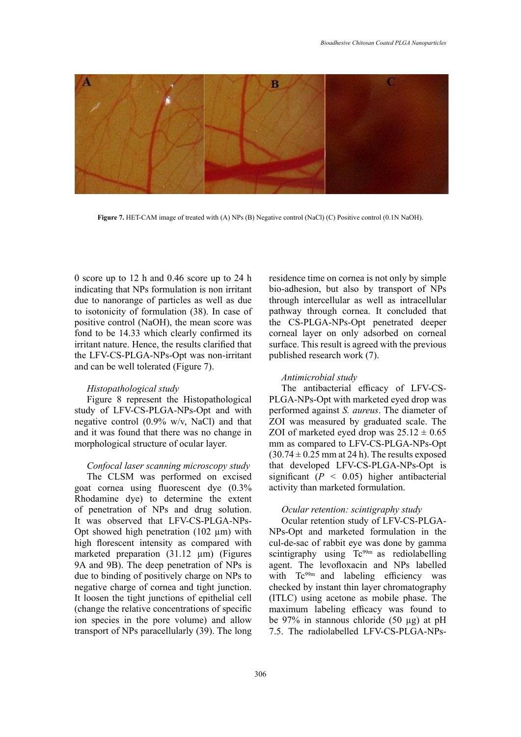**Figure 7.** HET-CAM image of treated with (A) NPs (B) Negative control (NaCl) (C) Positive control (0.1N NaOH).

0 score up to 12 h and 0.46 score up to 24 h indicating that NPs formulation is non irritant due to nanorange of particles as well as due to isotonicity of formulation (38). In case of positive control (NaOH), the mean score was fond to be 14.33 which clearly confirmed its irritant nature. Hence, the results clarified that the LFV-CS-PLGA-NPs-Opt was non-irritant and can be well tolerated (Figure 7).

*Histopathological study*

Figure 8 represent the Histopathological study of LFV-CS-PLGA-NPs-Opt and with negative control (0.9% w/v, NaCl) and that and it was found that there was no change in morphological structure of ocular layer.

*Confocal laser scanning microscopy study*

The CLSM was performed on excised goat cornea using fluorescent dye (0.3% Rhodamine dye) to determine the extent of penetration of NPs and drug solution. It was observed that LFV-CS-PLGA-NPs-Opt showed high penetration (102 µm) with high florescent intensity as compared with marketed preparation (31.12 µm) (Figures 9A and 9B). The deep penetration of NPs is due to binding of positively charge on NPs to negative charge of cornea and tight junction. It loosen the tight junctions of epithelial cell (change the relative concentrations of specific ion species in the pore volume) and allow transport of NPs paracellularly (39). The long residence time on cornea is not only by simple bio-adhesion, but also by transport of NPs through intercellular as well as intracellular pathway through cornea. It concluded that the CS-PLGA-NPs-Opt penetrated deeper corneal layer on only adsorbed on corneal surface. This result is agreed with the previous published research work (7).

*Antimicrobial study*

The antibacterial efficacy of LFV-CS-PLGA-NPs-Opt with marketed eyed drop was performed against *S. aureus*. The diameter of ZOI was measured by graduated scale. The ZOI of marketed eyed drop was $25.12 \pm 0.65$ mm as compared to LFV-CS-PLGA-NPs-Opt ($30.74 \pm 0.25$ mm at 24 h). The results exposed that developed LFV-CS-PLGA-NPs-Opt is significant ($P < 0.05$) higher antibacterial activity than marketed formulation.

*Ocular retention: scintigraphy study*

Ocular retention study of LFV-CS-PLGA-NPs-Opt and marketed formulation in the cul-de-sac of rabbit eye was done by gamma scintigraphy using $Tc^{99m}$ as rediolabelling agent. The levofloxacin and NPs labelled with $Tc^{99m}$ and labeling efficiency was checked by instant thin layer chromatography (ITLC) using acetone as mobile phase. The maximum labeling efficacy was found to be 97% in stannous chloride (50 µg) at pH 7.5. The radiolabelled LFV-CS-PLGA-NPs-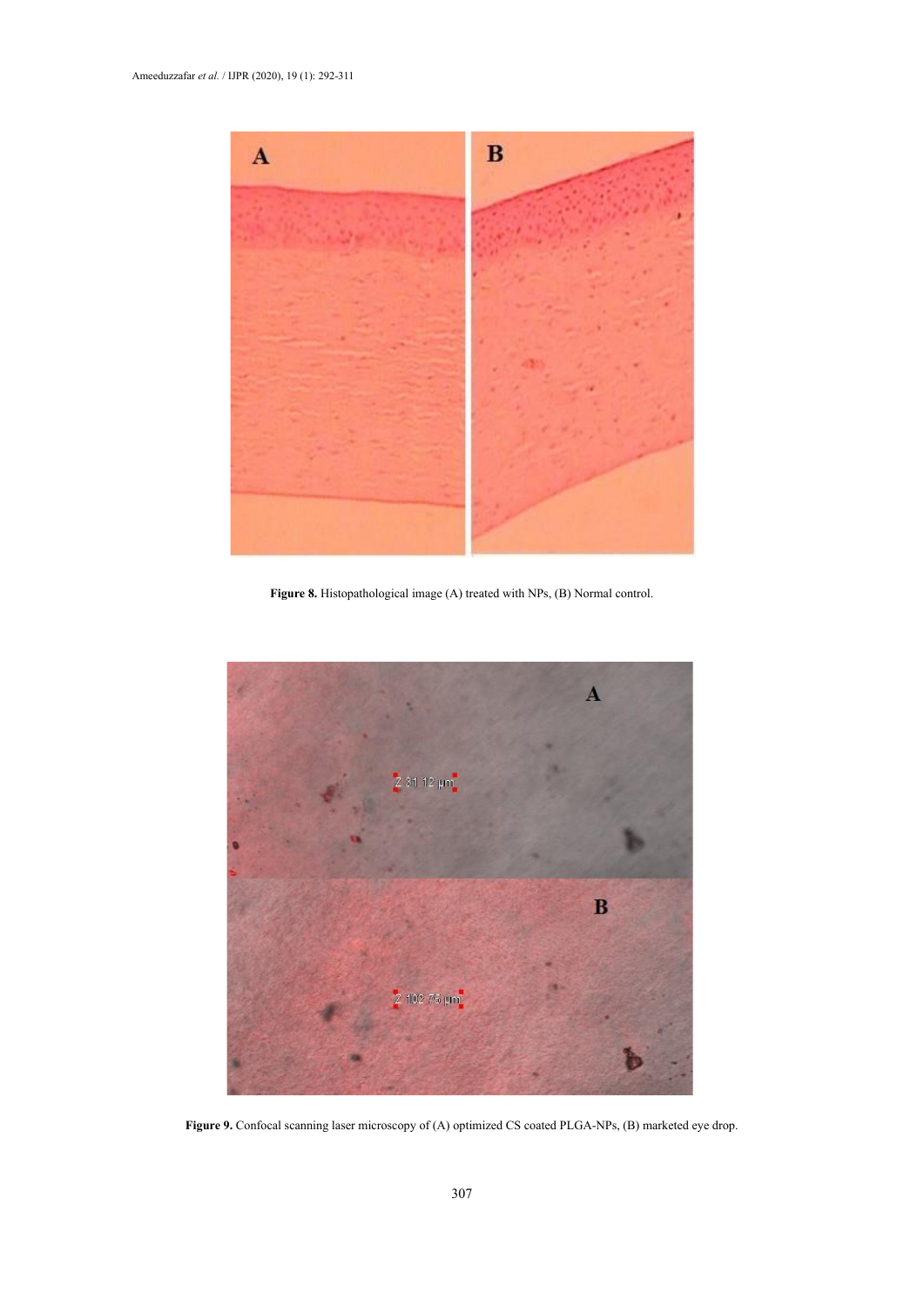**Figure 8.** Histopathological image (A) treated with NPs, (B) Normal control.

**Figure 9.** Confocal scanning laser microscopy of (A) optimized CS coated PLGA-NPs, (B) marketed eye drop.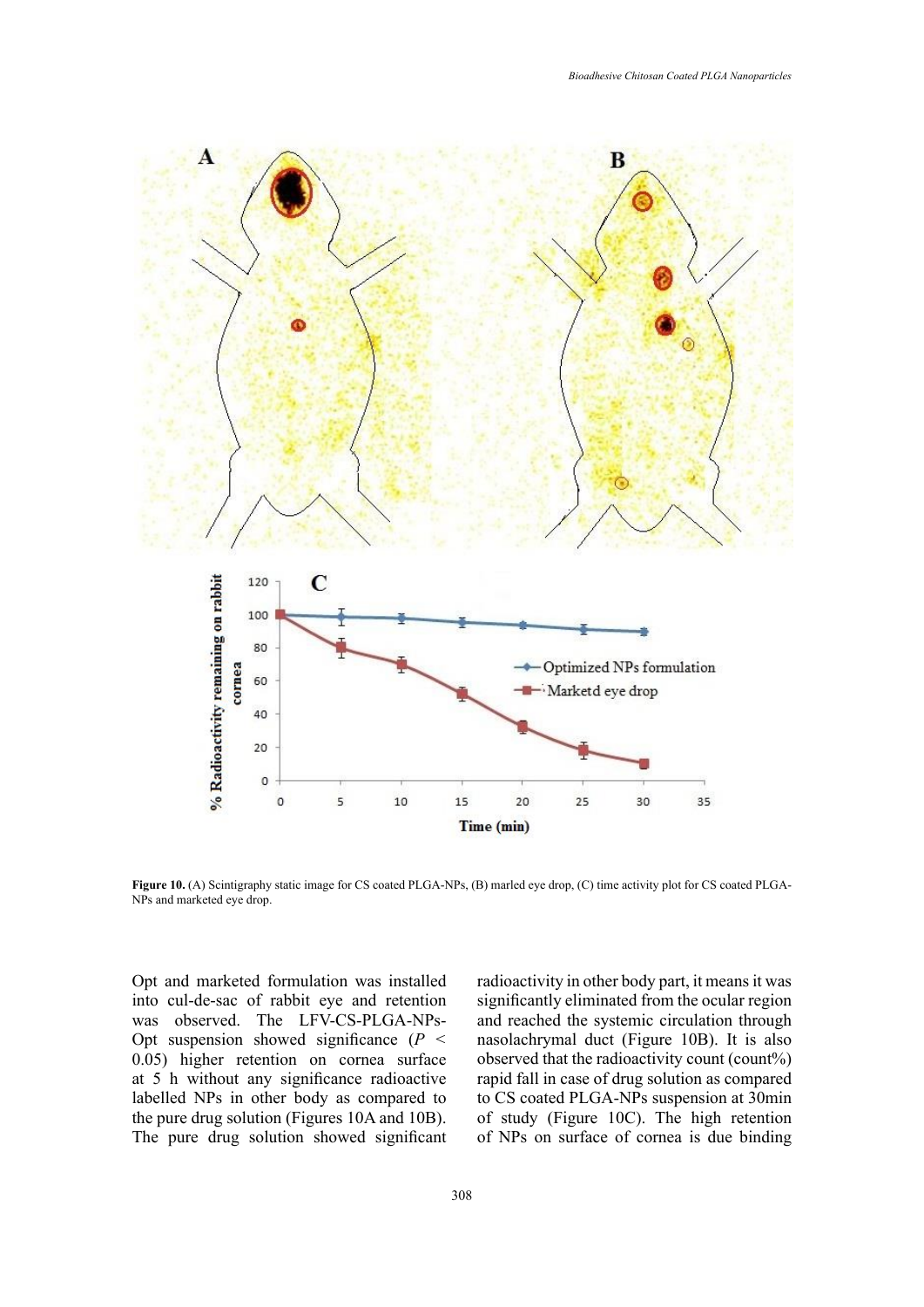**Figure 10.** (A) Scintigraphy static image for CS coated PLGA-NPs, (B) marled eye drop, (C) time activity plot for CS coated PLGA-NPs and marketed eye drop.

Opt and marketed formulation was installed into cul-de-sac of rabbit eye and retention was observed. The LFV-CS-PLGA-NPs-Opt suspension showed significance ($P < 0.05$) higher retention on cornea surface at 5 h without any significance radioactive labelled NPs in other body as compared to the pure drug solution (Figures 10A and 10B). The pure drug solution showed significant radioactivity in other body part, it means it was significantly eliminated from the ocular region and reached the systemic circulation through nasolachrymal duct (Figure 10B). It is also observed that the radioactivity count (count%) rapid fall in case of drug solution as compared to CS coated PLGA-NPs suspension at 30min of study (Figure 10C). The high retention of NPs on surface of cornea is due binding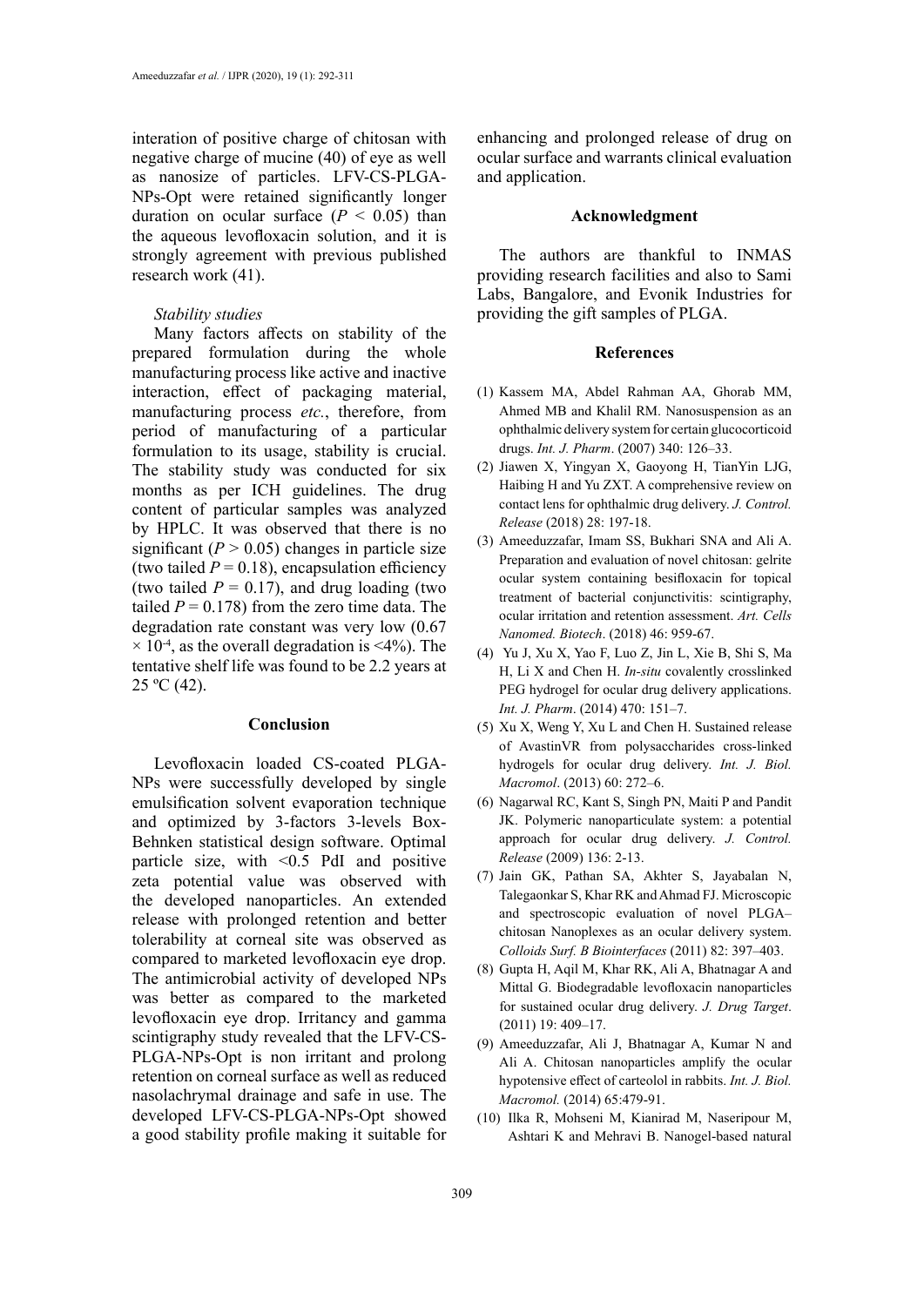interation of positive charge of chitosan with negative charge of mucine (40) of eye as well as nanosize of particles. LFV-CS-PLGA-NPs-Opt were retained significantly longer duration on ocular surface ($P < 0.05$) than the aqueous levofloxacin solution, and it is strongly agreement with previous published research work (41).

*Stability studies*

Many factors affects on stability of the prepared formulation during the whole manufacturing process like active and inactive interaction, effect of packaging material, manufacturing process *etc.*, therefore, from period of manufacturing of a particular formulation to its usage, stability is crucial. The stability study was conducted for six months as per ICH guidelines. The drug content of particular samples was analyzed by HPLC. It was observed that there is no significant ($P > 0.05$) changes in particle size (two tailed $P = 0.18$), encapsulation efficiency (two tailed $P = 0.17$), and drug loading (two tailed $P = 0.178$) from the zero time data. The degradation rate constant was very low ($0.67 \times 10^{-4}$, as the overall degradation is <4%). The tentative shelf life was found to be 2.2 years at 25 ºC (42).

## Conclusion

Levofloxacin loaded CS-coated PLGA-NPs were successfully developed by single emulsification solvent evaporation technique and optimized by 3-factors 3-levels Box-Behnken statistical design software. Optimal particle size, with <0.5 PdI and positive zeta potential value was observed with the developed nanoparticles. An extended release with prolonged retention and better tolerability at corneal site was observed as compared to marketed levofloxacin eye drop. The antimicrobial activity of developed NPs was better as compared to the marketed levofloxacin eye drop. Irritancy and gamma scintigraphy study revealed that the LFV-CS-PLGA-NPs-Opt is non irritant and prolong retention on corneal surface as well as reduced nasolachrymal drainage and safe in use. The developed LFV-CS-PLGA-NPs-Opt showed a good stability profile making it suitable for enhancing and prolonged release of drug on ocular surface and warrants clinical evaluation and application.

## Acknowledgment

The authors are thankful to INMAS providing research facilities and also to Sami Labs, Bangalore, and Evonik Industries for providing the gift samples of PLGA.

## References

(1) Kassem MA, Abdel Rahman AA, Ghorab MM, Ahmed MB and Khalil RM. Nanosuspension as an ophthalmic delivery system for certain glucocorticoid drugs. *Int. J. Pharm*. (2007) 340: 126–33.

(2) Jiawen X, Yingyan X, Gaoyong H, TianYin LJG, Haibing H and Yu ZXT. A comprehensive review on contact lens for ophthalmic drug delivery. *J. Control. Release* (2018) 28: 197-18.

(3) Ameeduzzafar, Imam SS, Bukhari SNA and Ali A. Preparation and evaluation of novel chitosan: gelrite ocular system containing besifloxacin for topical treatment of bacterial conjunctivitis: scintigraphy, ocular irritation and retention assessment. *Art. Cells Nanomed. Biotech*. (2018) 46: 959-67.

(4) Yu J, Xu X, Yao F, Luo Z, Jin L, Xie B, Shi S, Ma H, Li X and Chen H. *In-situ* covalently crosslinked PEG hydrogel for ocular drug delivery applications. *Int. J. Pharm*. (2014) 470: 151–7.

(5) Xu X, Weng Y, Xu L and Chen H. Sustained release of AvastinVR from polysaccharides cross-linked hydrogels for ocular drug delivery. *Int. J. Biol. Macromol*. (2013) 60: 272–6.

(6) Nagarwal RC, Kant S, Singh PN, Maiti P and Pandit JK. Polymeric nanoparticulate system: a potential approach for ocular drug delivery. *J. Control. Release* (2009) 136: 2-13.

(7) Jain GK, Pathan SA, Akhter S, Jayabalan N, Talegaonkar S, Khar RK and Ahmad FJ. Microscopic and spectroscopic evaluation of novel PLGA–chitosan Nanoplexes as an ocular delivery system. *Colloids Surf. B Biointerfaces* (2011) 82: 397–403.

(8) Gupta H, Aqil M, Khar RK, Ali A, Bhatnagar A and Mittal G. Biodegradable levofloxacin nanoparticles for sustained ocular drug delivery. *J. Drug Target*. (2011) 19: 409–17.

(9) Ameeduzzafar, Ali J, Bhatnagar A, Kumar N and Ali A. Chitosan nanoparticles amplify the ocular hypotensive effect of carteolol in rabbits. *Int. J. Biol. Macromol.* (2014) 65:479-91.

(10) Ilka R, Mohseni M, Kianirad M, Naseripour M, Ashtari K and Mehravi B. Nanogel-based natural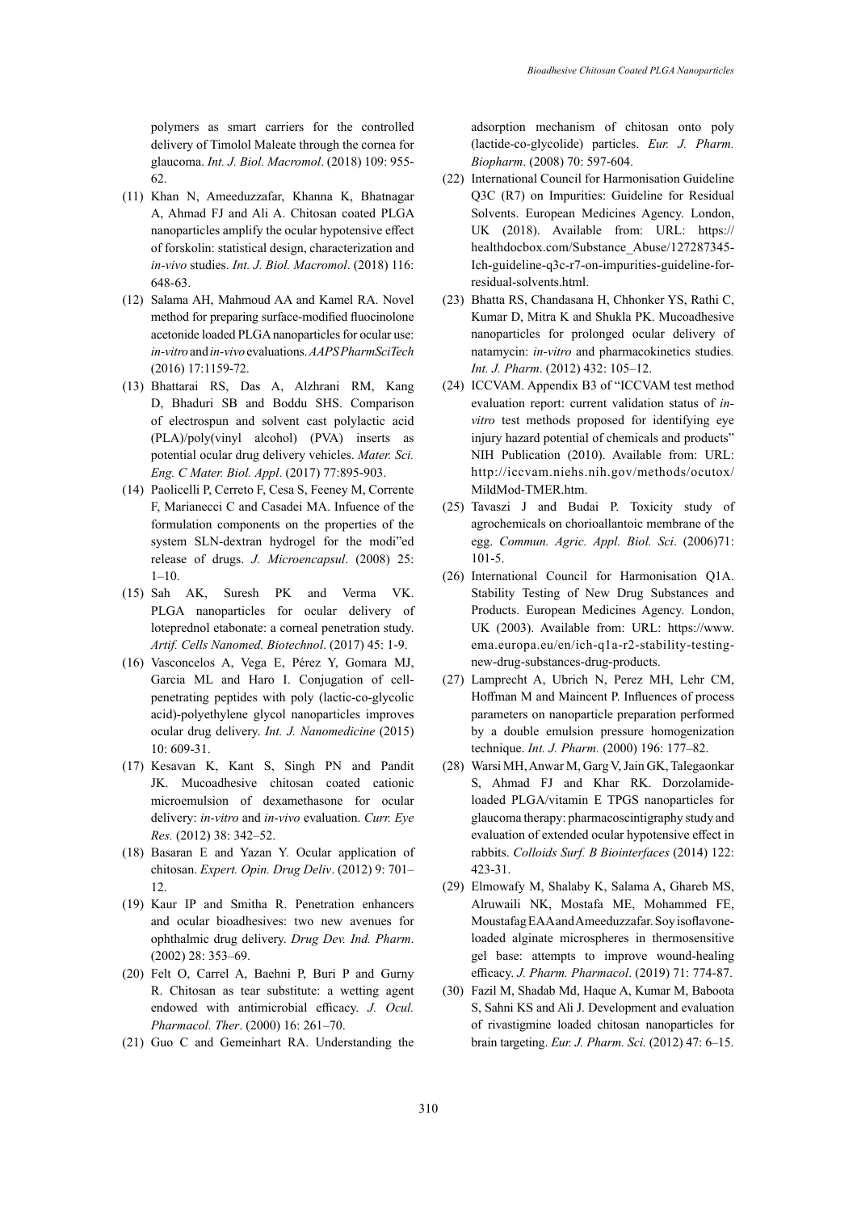polymers as smart carriers for the controlled delivery of Timolol Maleate through the cornea for glaucoma. *Int. J. Biol. Macromol*. (2018) 109: 955-62.

(11) Khan N, Ameeduzzafar, Khanna K, Bhatnagar A, Ahmad FJ and Ali A. Chitosan coated PLGA nanoparticles amplify the ocular hypotensive effect of forskolin: statistical design, characterization and *in-vivo* studies. *Int. J. Biol. Macromol*. (2018) 116: 648-63.

(12) Salama AH, Mahmoud AA and Kamel RA. Novel method for preparing surface-modified fluocinolone acetonide loaded PLGA nanoparticles for ocular use: *in-vitro* and *in-vivo* evaluations. *AAPS PharmSciTech* (2016) 17:1159-72.

(13) Bhattarai RS, Das A, Alzhrani RM, Kang D, Bhaduri SB and Boddu SHS. Comparison of electrospun and solvent cast polylactic acid (PLA)/poly(vinyl alcohol) (PVA) inserts as potential ocular drug delivery vehicles. *Mater. Sci. Eng. C Mater. Biol. Appl*. (2017) 77:895-903.

(14) Paolicelli P, Cerreto F, Cesa S, Feeney M, Corrente F, Marianecci C and Casadei MA. Infuence of the formulation components on the properties of the system SLN-dextran hydrogel for the modi"ed release of drugs. *J. Microencapsul*. (2008) 25: 1–10.

(15) Sah AK, Suresh PK and Verma VK. PLGA nanoparticles for ocular delivery of loteprednol etabonate: a corneal penetration study. *Artif. Cells Nanomed. Biotechnol*. (2017) 45: 1-9.

(16) Vasconcelos A, Vega E, Pérez Y, Gomara MJ, Garcia ML and Haro I. Conjugation of cell-penetrating peptides with poly (lactic-co-glycolic acid)-polyethylene glycol nanoparticles improves ocular drug delivery. *Int. J. Nanomedicine* (2015) 10: 609-31.

(17) Kesavan K, Kant S, Singh PN and Pandit JK. Mucoadhesive chitosan coated cationic microemulsion of dexamethasone for ocular delivery: *in-vitro* and *in-vivo* evaluation. *Curr. Eye Res.* (2012) 38: 342–52.

(18) Basaran E and Yazan Y. Ocular application of chitosan. *Expert. Opin. Drug Deliv*. (2012) 9: 701–12.

(19) Kaur IP and Smitha R. Penetration enhancers and ocular bioadhesives: two new avenues for ophthalmic drug delivery. *Drug Dev. Ind. Pharm*. (2002) 28: 353–69.

(20) Felt O, Carrel A, Baehni P, Buri P and Gurny R. Chitosan as tear substitute: a wetting agent endowed with antimicrobial efficacy. *J. Ocul. Pharmacol. Ther*. (2000) 16: 261–70.

(21) Guo C and Gemeinhart RA. Understanding the adsorption mechanism of chitosan onto poly (lactide-co-glycolide) particles. *Eur. J. Pharm. Biopharm*. (2008) 70: 597-604.

(22) International Council for Harmonisation Guideline Q3C (R7) on Impurities: Guideline for Residual Solvents. European Medicines Agency. London, UK (2018). Available from: URL: https://healthdocbox.com/Substance_Abuse/127287345-Ich-guideline-q3c-r7-on-impurities-guideline-for-residual-solvents.html.

(23) Bhatta RS, Chandasana H, Chhonker YS, Rathi C, Kumar D, Mitra K and Shukla PK. Mucoadhesive nanoparticles for prolonged ocular delivery of natamycin: *in-vitro* and pharmacokinetics studies*. Int. J. Pharm*. (2012) 432: 105–12.

(24) ICCVAM. Appendix B3 of "ICCVAM test method evaluation report: current validation status of *in-vitro* test methods proposed for identifying eye injury hazard potential of chemicals and products" NIH Publication (2010). Available from: URL: http://iccvam.niehs.nih.gov/methods/ocutox/MildMod-TMER.htm.

(25) Tavaszi J and Budai P. Toxicity study of agrochemicals on chorioallantoic membrane of the egg. *Commun. Agric. Appl. Biol. Sci*. (2006)71: 101-5.

(26) International Council for Harmonisation Q1A. Stability Testing of New Drug Substances and Products. European Medicines Agency. London, UK (2003). Available from: URL: https://www.ema.europa.eu/en/ich-q1a-r2-stability-testing-new-drug-substances-drug-products.

(27) Lamprecht A, Ubrich N, Perez MH, Lehr CM, Hoffman M and Maincent P. Influences of process parameters on nanoparticle preparation performed by a double emulsion pressure homogenization technique. *Int. J. Pharm.* (2000) 196: 177–82.

(28) Warsi MH, Anwar M, Garg V, Jain GK, Talegaonkar S, Ahmad FJ and Khar RK. Dorzolamide-loaded PLGA/vitamin E TPGS nanoparticles for glaucoma therapy: pharmacoscintigraphy study and evaluation of extended ocular hypotensive effect in rabbits. *Colloids Surf. B Biointerfaces* (2014) 122: 423-31.

(29) Elmowafy M, Shalaby K, Salama A, Ghareb MS, Alruwaili NK, Mostafa ME, Mohammed FE, Moustafag EAA and Ameeduzzafar. Soy isoflavone-loaded alginate microspheres in thermosensitive gel base: attempts to improve wound-healing efficacy. *J. Pharm. Pharmacol*. (2019) 71: 774-87.

(30) Fazil M, Shadab Md, Haque A, Kumar M, Baboota S, Sahni KS and Ali J. Development and evaluation of rivastigmine loaded chitosan nanoparticles for brain targeting. *Eur. J. Pharm. Sci.* (2012) 47: 6–15.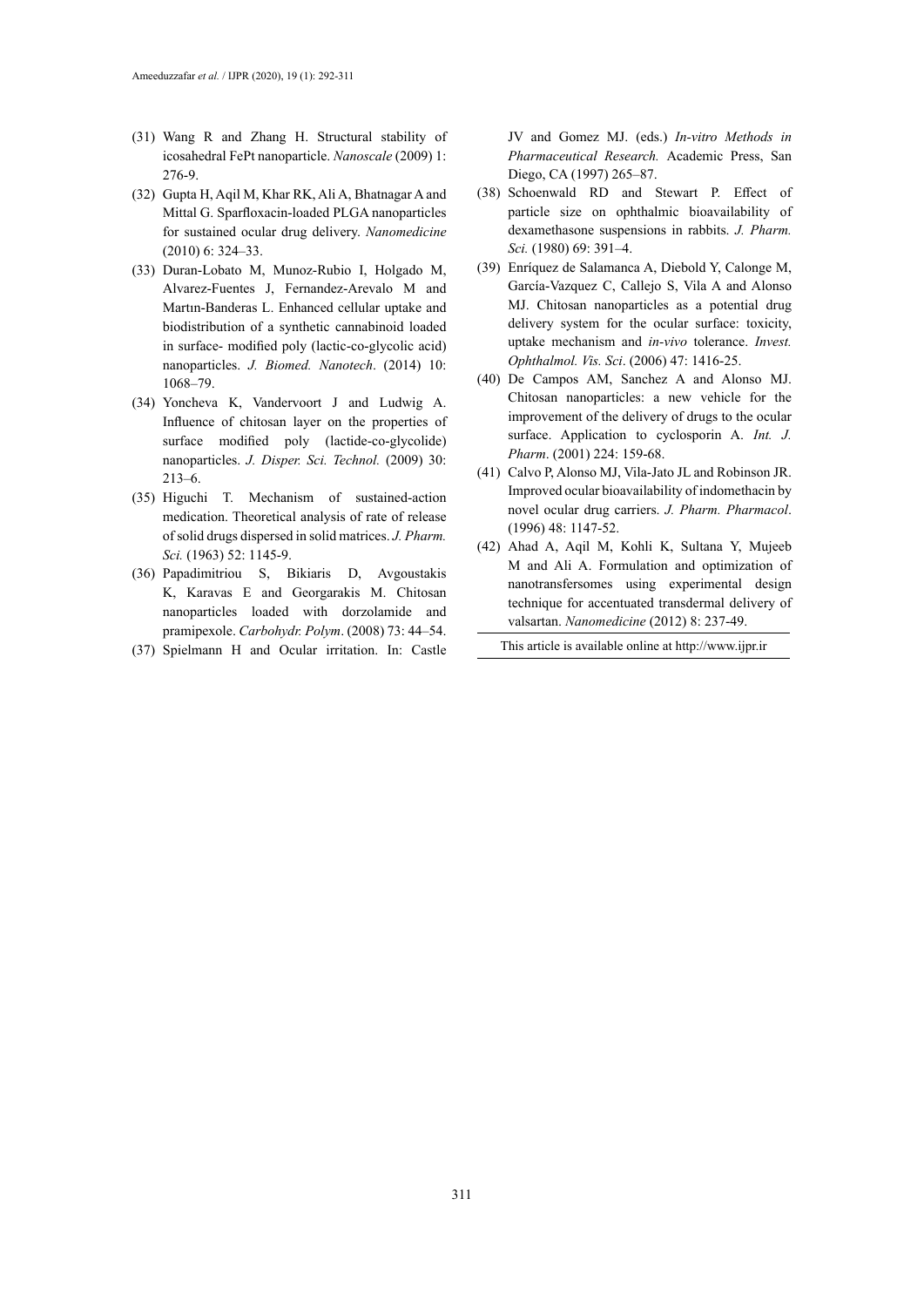(31) Wang R and Zhang H. Structural stability of icosahedral FePt nanoparticle. *Nanoscale* (2009) 1: 276-9.

(32) Gupta H, Aqil M, Khar RK, Ali A, Bhatnagar A and Mittal G. Sparfloxacin-loaded PLGA nanoparticles for sustained ocular drug delivery. *Nanomedicine* (2010) 6: 324–33.

(33) Duran-Lobato M, Munoz-Rubio I, Holgado M, Alvarez-Fuentes J, Fernandez-Arevalo M and Martın-Banderas L. Enhanced cellular uptake and biodistribution of a synthetic cannabinoid loaded in surface- modified poly (lactic-co-glycolic acid) nanoparticles. *J. Biomed. Nanotech*. (2014) 10: 1068–79.

(34) Yoncheva K, Vandervoort J and Ludwig A. Influence of chitosan layer on the properties of surface modified poly (lactide-co-glycolide) nanoparticles. *J. Disper. Sci. Technol.* (2009) 30: 213–6.

(35) Higuchi T. Mechanism of sustained-action medication. Theoretical analysis of rate of release of solid drugs dispersed in solid matrices. *J. Pharm. Sci.* (1963) 52: 1145-9.

(36) Papadimitriou S, Bikiaris D, Avgoustakis K, Karavas E and Georgarakis M. Chitosan nanoparticles loaded with dorzolamide and pramipexole. *Carbohydr. Polym*. (2008) 73: 44–54.

(37) Spielmann H and Ocular irritation. In: Castle JV and Gomez MJ. (eds.) *In-vitro Methods in Pharmaceutical Research.* Academic Press, San Diego, CA (1997) 265–87.

(38) Schoenwald RD and Stewart P. Effect of particle size on ophthalmic bioavailability of dexamethasone suspensions in rabbits. *J. Pharm. Sci.* (1980) 69: 391–4.

(39) Enríquez de Salamanca A, Diebold Y, Calonge M, García-Vazquez C, Callejo S, Vila A and Alonso MJ. Chitosan nanoparticles as a potential drug delivery system for the ocular surface: toxicity, uptake mechanism and *in-vivo* tolerance. *Invest. Ophthalmol. Vis. Sci*. (2006) 47: 1416-25.

(40) De Campos AM, Sanchez A and Alonso MJ. Chitosan nanoparticles: a new vehicle for the improvement of the delivery of drugs to the ocular surface. Application to cyclosporin A. *Int. J. Pharm*. (2001) 224: 159-68.

(41) Calvo P, Alonso MJ, Vila-Jato JL and Robinson JR. Improved ocular bioavailability of indomethacin by novel ocular drug carriers. *J. Pharm. Pharmacol*. (1996) 48: 1147-52.

(42) Ahad A, Aqil M, Kohli K, Sultana Y, Mujeeb M and Ali A. Formulation and optimization of nanotransfersomes using experimental design technique for accentuated transdermal delivery of valsartan. *Nanomedicine* (2012) 8: 237-49.

This article is available online at http://www.ijpr.ir